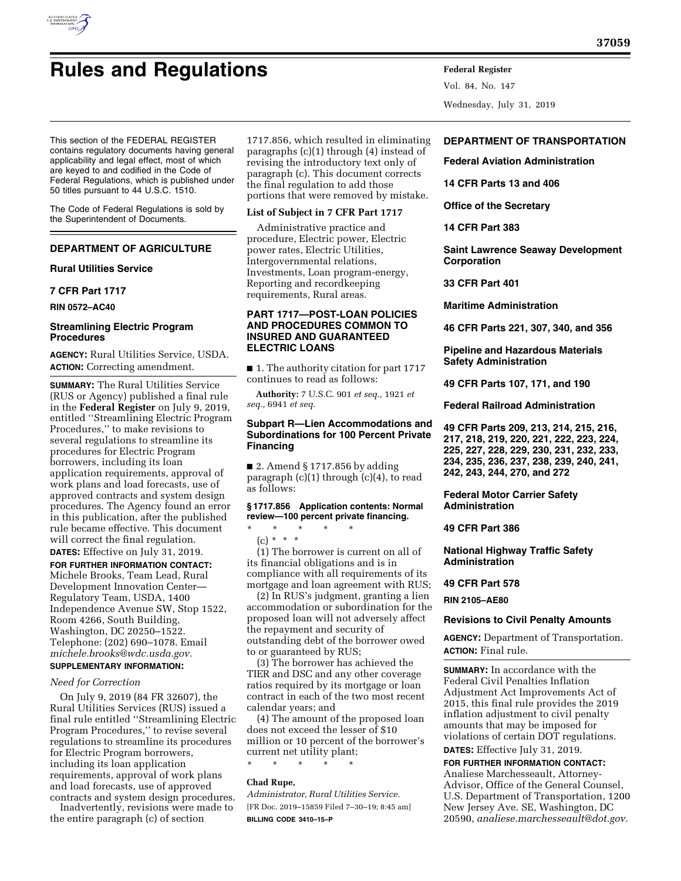# Rules and Regulations

This section of the FEDERAL REGISTER contains regulatory documents having general applicability and legal effect, most of which are keyed to and codified in the Code of Federal Regulations, which is published under 50 titles pursuant to 44 U.S.C. 1510.

The Code of Federal Regulations is sold by the Superintendent of Documents.

## DEPARTMENT OF AGRICULTURE

### Rural Utilities Service

### 7 CFR Part 1717

**RIN 0572–AC40**

### Streamlining Electric Program Procedures

**AGENCY:** Rural Utilities Service, USDA.

**ACTION:** Correcting amendment.

**SUMMARY:** The Rural Utilities Service (RUS or Agency) published a final rule in the **Federal Register** on July 9, 2019, entitled ''Streamlining Electric Program Procedures,'' to make revisions to several regulations to streamline its procedures for Electric Program borrowers, including its loan application requirements, approval of work plans and load forecasts, use of approved contracts and system design procedures. The Agency found an error in this publication, after the published rule became effective. This document will correct the final regulation.

**DATES:** Effective on July 31, 2019.

**FOR FURTHER INFORMATION CONTACT:** Michele Brooks, Team Lead, Rural Development Innovation Center—Regulatory Team, USDA, 1400 Independence Avenue SW, Stop 1522, Room 4266, South Building, Washington, DC 20250–1522. Telephone: (202) 690–1078. Email *michele.brooks@wdc.usda.gov.*

**SUPPLEMENTARY INFORMATION:**

*Need for Correction*

On July 9, 2019 (84 FR 32607), the Rural Utilities Services (RUS) issued a final rule entitled ''Streamlining Electric Program Procedures,'' to revise several regulations to streamline its procedures for Electric Program borrowers, including its loan application requirements, approval of work plans and load forecasts, use of approved contracts and system design procedures.

Inadvertently, revisions were made to the entire paragraph (c) of section 1717.856, which resulted in eliminating paragraphs (c)(1) through (4) instead of revising the introductory text only of paragraph (c). This document corrects the final regulation to add those portions that were removed by mistake.

**List of Subject in 7 CFR Part 1717**

Administrative practice and procedure, Electric power, Electric power rates, Electric Utilities, Intergovernmental relations, Investments, Loan program-energy, Reporting and recordkeeping requirements, Rural areas.

#### PART 1717—POST-LOAN POLICIES AND PROCEDURES COMMON TO INSURED AND GUARANTEED ELECTRIC LOANS

■ 1. The authority citation for part 1717 continues to read as follows:

**Authority:** 7 U.S.C. 901 *et seq.,* 1921 *et seq.,* 6941 *et seq.*

#### Subpart R—Lien Accommodations and Subordinations for 100 Percent Private Financing

■ 2. Amend § 1717.856 by adding paragraph (c)(1) through (c)(4), to read as follows:

**§ 1717.856 Application contents: Normal review—100 percent private financing.**

\* \* \* \* \*

(c) \* \* \*

(1) The borrower is current on all of its financial obligations and is in compliance with all requirements of its mortgage and loan agreement with RUS;

(2) In RUS's judgment, granting a lien accommodation or subordination for the proposed loan will not adversely affect the repayment and security of outstanding debt of the borrower owed to or guaranteed by RUS;

(3) The borrower has achieved the TIER and DSC and any other coverage ratios required by its mortgage or loan contract in each of the two most recent calendar years; and

(4) The amount of the proposed loan does not exceed the lesser of $10 million or 10 percent of the borrower's current net utility plant;

\* \* \* \* \*

**Chad Rupe,**

*Administrator, Rural Utilities Service.*

[FR Doc. 2019–15859 Filed 7–30–19; 8:45 am]

**BILLING CODE 3410–15–P**

## DEPARTMENT OF TRANSPORTATION

### Federal Aviation Administration

### 14 CFR Parts 13 and 406

### Office of the Secretary

### 14 CFR Part 383

### Saint Lawrence Seaway Development Corporation

### 33 CFR Part 401

### Maritime Administration

### 46 CFR Parts 221, 307, 340, and 356

### Pipeline and Hazardous Materials Safety Administration

### 49 CFR Parts 107, 171, and 190

### Federal Railroad Administration

### 49 CFR Parts 209, 213, 214, 215, 216, 217, 218, 219, 220, 221, 222, 223, 224, 225, 227, 228, 229, 230, 231, 232, 233, 234, 235, 236, 237, 238, 239, 240, 241, 242, 243, 244, 270, and 272

### Federal Motor Carrier Safety Administration

### 49 CFR Part 386

### National Highway Traffic Safety Administration

### 49 CFR Part 578

**RIN 2105–AE80**

### Revisions to Civil Penalty Amounts

**AGENCY:** Department of Transportation.

**ACTION:** Final rule.

**SUMMARY:** In accordance with the Federal Civil Penalties Inflation Adjustment Act Improvements Act of 2015, this final rule provides the 2019 inflation adjustment to civil penalty amounts that may be imposed for violations of certain DOT regulations.

**DATES:** Effective July 31, 2019.

**FOR FURTHER INFORMATION CONTACT:** Analiese Marchesseault, Attorney-Advisor, Office of the General Counsel, U.S. Department of Transportation, 1200 New Jersey Ave. SE, Washington, DC 20590, *analiese.marchesseault@dot.gov.*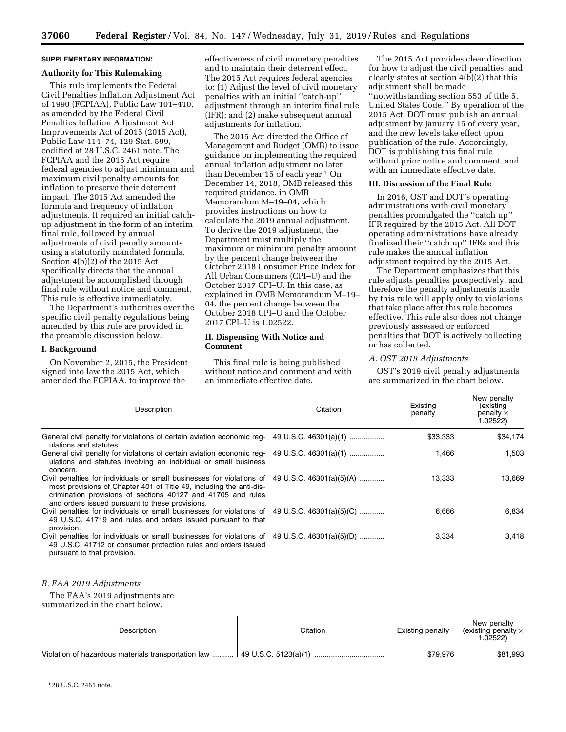**SUPPLEMENTARY INFORMATION:**

**Authority for This Rulemaking**

This rule implements the Federal Civil Penalties Inflation Adjustment Act of 1990 (FCPIAA), Public Law 101–410, as amended by the Federal Civil Penalties Inflation Adjustment Act Improvements Act of 2015 (2015 Act), Public Law 114–74, 129 Stat. 599, codified at 28 U.S.C. 2461 note. The FCPIAA and the 2015 Act require federal agencies to adjust minimum and maximum civil penalty amounts for inflation to preserve their deterrent impact. The 2015 Act amended the formula and frequency of inflation adjustments. It required an initial catch-up adjustment in the form of an interim final rule, followed by annual adjustments of civil penalty amounts using a statutorily mandated formula. Section 4(b)(2) of the 2015 Act specifically directs that the annual adjustment be accomplished through final rule without notice and comment. This rule is effective immediately.

The Department's authorities over the specific civil penalty regulations being amended by this rule are provided in the preamble discussion below.

**I. Background**

On November 2, 2015, the President signed into law the 2015 Act, which amended the FCPIAA, to improve the effectiveness of civil monetary penalties and to maintain their deterrent effect. The 2015 Act requires federal agencies to: (1) Adjust the level of civil monetary penalties with an initial ''catch-up'' adjustment through an interim final rule (IFR); and (2) make subsequent annual adjustments for inflation.

The 2015 Act directed the Office of Management and Budget (OMB) to issue guidance on implementing the required annual inflation adjustment no later than December 15 of each year.[1] On December 14, 2018, OMB released this required guidance, in OMB Memorandum M–19–04, which provides instructions on how to calculate the 2019 annual adjustment. To derive the 2019 adjustment, the Department must multiply the maximum or minimum penalty amount by the percent change between the October 2018 Consumer Price Index for All Urban Consumers (CPI–U) and the October 2017 CPI–U. In this case, as explained in OMB Memorandum M–19–04, the percent change between the October 2018 CPI–U and the October 2017 CPI–U is 1.02522.

**II. Dispensing With Notice and Comment**

This final rule is being published without notice and comment and with an immediate effective date.

The 2015 Act provides clear direction for how to adjust the civil penalties, and clearly states at section 4(b)(2) that this adjustment shall be made ''notwithstanding section 553 of title 5, United States Code.'' By operation of the 2015 Act, DOT must publish an annual adjustment by January 15 of every year, and the new levels take effect upon publication of the rule. Accordingly, DOT is publishing this final rule without prior notice and comment, and with an immediate effective date.

**III. Discussion of the Final Rule**

In 2016, OST and DOT's operating administrations with civil monetary penalties promulgated the ''catch up'' IFR required by the 2015 Act. All DOT operating administrations have already finalized their ''catch up'' IFRs and this rule makes the annual inflation adjustment required by the 2015 Act.

The Department emphasizes that this rule adjusts penalties prospectively, and therefore the penalty adjustments made by this rule will apply only to violations that take place after this rule becomes effective. This rule also does not change previously assessed or enforced penalties that DOT is actively collecting or has collected.

*A. OST 2019 Adjustments*

OST's 2019 civil penalty adjustments are summarized in the chart below.

| Description | Citation | Existing penalty | New penalty (existing penalty × 1.02522) |
|---|---|---|---|
| General civil penalty for violations of certain aviation economic regulations and statutes. | 49 U.S.C. 46301(a)(1) | $33,333 | $34,174 |
| General civil penalty for violations of certain aviation economic regulations and statutes involving an individual or small business concern. | 49 U.S.C. 46301(a)(1) | 1,466 | 1,503 |
| Civil penalties for individuals or small businesses for violations of most provisions of Chapter 401 of Title 49, including the anti-discrimination provisions of sections 40127 and 41705 and rules and orders issued pursuant to these provisions. | 49 U.S.C. 46301(a)(5)(A) | 13,333 | 13,669 |
| Civil penalties for individuals or small businesses for violations of 49 U.S.C. 41719 and rules and orders issued pursuant to that provision. | 49 U.S.C. 46301(a)(5)(C) | 6,666 | 6,834 |
| Civil penalties for individuals or small businesses for violations of 49 U.S.C. 41712 or consumer protection rules and orders issued pursuant to that provision. | 49 U.S.C. 46301(a)(5)(D) | 3,334 | 3,418 |

*B. FAA 2019 Adjustments*

The FAA's 2019 adjustments are summarized in the chart below.

| Description | Citation | Existing penalty | New penalty (existing penalty × 1.02522) |
|---|---|---|---|
| Violation of hazardous materials transportation law | 49 U.S.C. 5123(a)(1) | $79,976 | $81,993 |

[1] 28 U.S.C. 2461 note.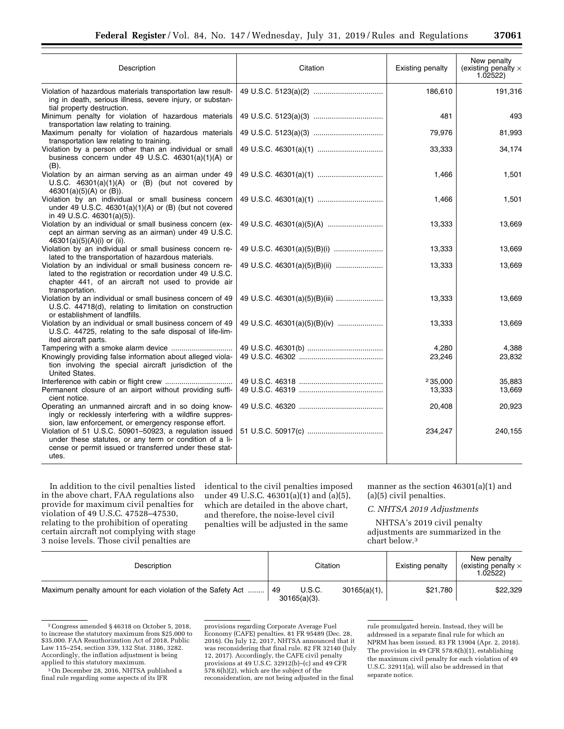| Description | Citation | Existing penalty | New penalty (existing penalty × 1.02522) |
|---|---|---|---|
| Violation of hazardous materials transportation law resulting in death, serious illness, severe injury, or substantial property destruction. | 49 U.S.C. 5123(a)(2) | 186,610 | 191,316 |
| Minimum penalty for violation of hazardous materials transportation law relating to training. | 49 U.S.C. 5123(a)(3) | 481 | 493 |
| Maximum penalty for violation of hazardous materials transportation law relating to training. | 49 U.S.C. 5123(a)(3) | 79,976 | 81,993 |
| Violation by a person other than an individual or small business concern under 49 U.S.C. 46301(a)(1)(A) or (B). | 49 U.S.C. 46301(a)(1) | 33,333 | 34,174 |
| Violation by an airman serving as an airman under 49 U.S.C. 46301(a)(1)(A) or (B) (but not covered by 46301(a)(5)(A) or (B)). | 49 U.S.C. 46301(a)(1) | 1,466 | 1,501 |
| Violation by an individual or small business concern under 49 U.S.C. 46301(a)(1)(A) or (B) (but not covered in 49 U.S.C. 46301(a)(5)). | 49 U.S.C. 46301(a)(1) | 1,466 | 1,501 |
| Violation by an individual or small business concern (except an airman serving as an airman) under 49 U.S.C. 46301(a)(5)(A)(i) or (ii). | 49 U.S.C. 46301(a)(5)(A) | 13,333 | 13,669 |
| Violation by an individual or small business concern related to the transportation of hazardous materials. | 49 U.S.C. 46301(a)(5)(B)(i) | 13,333 | 13,669 |
| Violation by an individual or small business concern related to the registration or recordation under 49 U.S.C. chapter 441, of an aircraft not used to provide air transportation. | 49 U.S.C. 46301(a)(5)(B)(ii) | 13,333 | 13,669 |
| Violation by an individual or small business concern of 49 U.S.C. 44718(d), relating to limitation on construction or establishment of landfills. | 49 U.S.C. 46301(a)(5)(B)(iii) | 13,333 | 13,669 |
| Violation by an individual or small business concern of 49 U.S.C. 44725, relating to the safe disposal of life-limited aircraft parts. | 49 U.S.C. 46301(a)(5)(B)(iv) | 13,333 | 13,669 |
| Tampering with a smoke alarm device | 49 U.S.C. 46301(b) | 4,280 | 4,388 |
| Knowingly providing false information about alleged violation involving the special aircraft jurisdiction of the United States. | 49 U.S.C. 46302 | 23,246 | 23,832 |
| Interference with cabin or flight crew | 49 U.S.C. 46318 | [2] 35,000 | 35,883 |
| Permanent closure of an airport without providing sufficient notice. | 49 U.S.C. 46319 | 13,333 | 13,669 |
| Operating an unmanned aircraft and in so doing knowingly or recklessly interfering with a wildfire suppression, law enforcement, or emergency response effort. | 49 U.S.C. 46320 | 20,408 | 20,923 |
| Violation of 51 U.S.C. 50901–50923, a regulation issued under these statutes, or any term or condition of a license or permit issued or transferred under these statutes. | 51 U.S.C. 50917(c) | 234,247 | 240,155 |

In addition to the civil penalties listed in the above chart, FAA regulations also provide for maximum civil penalties for violation of 49 U.S.C. 47528–47530, relating to the prohibition of operating certain aircraft not complying with stage 3 noise levels. Those civil penalties are identical to the civil penalties imposed under 49 U.S.C. 46301(a)(1) and (a)(5), which are detailed in the above chart, and therefore, the noise-level civil penalties will be adjusted in the same manner as the section 46301(a)(1) and (a)(5) civil penalties.

### *C. NHTSA 2019 Adjustments*

NHTSA's 2019 civil penalty adjustments are summarized in the chart below.[3]

| Description | Citation | Existing penalty | New penalty (existing penalty × 1.02522) |
|---|---|---|---|
| Maximum penalty amount for each violation of the Safety Act | 49 U.S.C. 30165(a)(1), 30165(a)(3). | $21,780 | $22,329 |

[2] Congress amended § 46318 on October 5, 2018, to increase the statutory maximum from $25,000 to $35,000. FAA Reauthorization Act of 2018, Public Law 115–254, section 339, 132 Stat. 3186, 3282. Accordingly, the inflation adjustment is being applied to this statutory maximum.

[3] On December 28, 2016, NHTSA published a final rule regarding some aspects of its IFR provisions regarding Corporate Average Fuel Economy (CAFE) penalties. 81 FR 95489 (Dec. 28, 2016). On July 12, 2017, NHTSA announced that it was reconsidering that final rule. 82 FR 32140 (July 12, 2017). Accordingly, the CAFE civil penalty provisions at 49 U.S.C. 32912(b)–(c) and 49 CFR 578.6(h)(2), which are the subject of the reconsideration, are not being adjusted in the final rule promulgated herein. Instead, they will be addressed in a separate final rule for which an NPRM has been issued. 83 FR 13904 (Apr. 2, 2018). The provision in 49 CFR 578.6(h)(1), establishing the maximum civil penalty for each violation of 49 U.S.C. 32911(a), will also be addressed in that separate notice.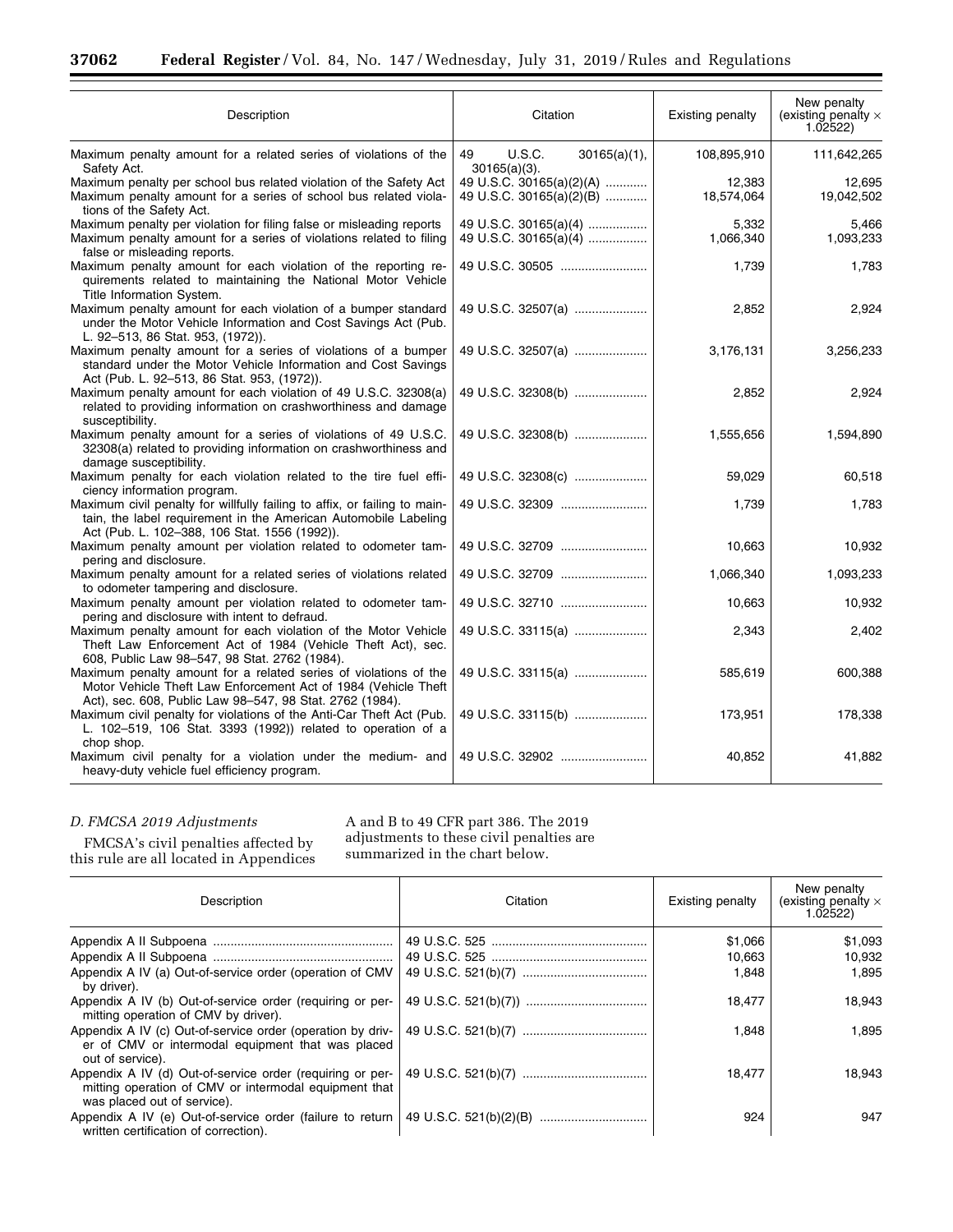| Description | Citation | Existing penalty | New penalty (existing penalty × 1.02522) |
|---|---|---|---|
| Maximum penalty amount for a related series of violations of the Safety Act. | 49 U.S.C. 30165(a)(1), 30165(a)(3). | 108,895,910 | 111,642,265 |
| Maximum penalty per school bus related violation of the Safety Act | 49 U.S.C. 30165(a)(2)(A) | 12,383 | 12,695 |
| Maximum penalty amount for a series of school bus related violations of the Safety Act. | 49 U.S.C. 30165(a)(2)(B) | 18,574,064 | 19,042,502 |
| Maximum penalty per violation for filing false or misleading reports | 49 U.S.C. 30165(a)(4) | 5,332 | 5,466 |
| Maximum penalty amount for a series of violations related to filing false or misleading reports. | 49 U.S.C. 30165(a)(4) | 1,066,340 | 1,093,233 |
| Maximum penalty amount for each violation of the reporting requirements related to maintaining the National Motor Vehicle Title Information System. | 49 U.S.C. 30505 | 1,739 | 1,783 |
| Maximum penalty amount for each violation of a bumper standard under the Motor Vehicle Information and Cost Savings Act (Pub. L. 92–513, 86 Stat. 953, (1972)). | 49 U.S.C. 32507(a) | 2,852 | 2,924 |
| Maximum penalty amount for a series of violations of a bumper standard under the Motor Vehicle Information and Cost Savings Act (Pub. L. 92–513, 86 Stat. 953, (1972)). | 49 U.S.C. 32507(a) | 3,176,131 | 3,256,233 |
| Maximum penalty amount for each violation of 49 U.S.C. 32308(a) related to providing information on crashworthiness and damage susceptibility. | 49 U.S.C. 32308(b) | 2,852 | 2,924 |
| Maximum penalty amount for a series of violations of 49 U.S.C. 32308(a) related to providing information on crashworthiness and damage susceptibility. | 49 U.S.C. 32308(b) | 1,555,656 | 1,594,890 |
| Maximum penalty for each violation related to the tire fuel efficiency information program. | 49 U.S.C. 32308(c) | 59,029 | 60,518 |
| Maximum civil penalty for willfully failing to affix, or failing to maintain, the label requirement in the American Automobile Labeling Act (Pub. L. 102–388, 106 Stat. 1556 (1992)). | 49 U.S.C. 32309 | 1,739 | 1,783 |
| Maximum penalty amount per violation related to odometer tampering and disclosure. | 49 U.S.C. 32709 | 10,663 | 10,932 |
| Maximum penalty amount for a related series of violations related to odometer tampering and disclosure. | 49 U.S.C. 32709 | 1,066,340 | 1,093,233 |
| Maximum penalty amount per violation related to odometer tampering and disclosure with intent to defraud. | 49 U.S.C. 32710 | 10,663 | 10,932 |
| Maximum penalty amount for each violation of the Motor Vehicle Theft Law Enforcement Act of 1984 (Vehicle Theft Act), sec. 608, Public Law 98–547, 98 Stat. 2762 (1984). | 49 U.S.C. 33115(a) | 2,343 | 2,402 |
| Maximum penalty amount for a related series of violations of the Motor Vehicle Theft Law Enforcement Act of 1984 (Vehicle Theft Act), sec. 608, Public Law 98–547, 98 Stat. 2762 (1984). | 49 U.S.C. 33115(a) | 585,619 | 600,388 |
| Maximum civil penalty for violations of the Anti-Car Theft Act (Pub. L. 102–519, 106 Stat. 3393 (1992)) related to operation of a chop shop. | 49 U.S.C. 33115(b) | 173,951 | 178,338 |
| Maximum civil penalty for a violation under the medium- and heavy-duty vehicle fuel efficiency program. | 49 U.S.C. 32902 | 40,852 | 41,882 |

### *D. FMCSA 2019 Adjustments*

FMCSA's civil penalties affected by this rule are all located in Appendices A and B to 49 CFR part 386. The 2019 adjustments to these civil penalties are summarized in the chart below.

| Description | Citation | Existing penalty | New penalty (existing penalty × 1.02522) |
|---|---|---|---|
| Appendix A II Subpoena | 49 U.S.C. 525 | $1,066 | $1,093 |
| Appendix A II Subpoena | 49 U.S.C. 525 | 10,663 | 10,932 |
| Appendix A IV (a) Out-of-service order (operation of CMV by driver). | 49 U.S.C. 521(b)(7) | 1,848 | 1,895 |
| Appendix A IV (b) Out-of-service order (requiring or permitting operation of CMV by driver). | 49 U.S.C. 521(b)(7)) | 18,477 | 18,943 |
| Appendix A IV (c) Out-of-service order (operation by driver of CMV or intermodal equipment that was placed out of service). | 49 U.S.C. 521(b)(7) | 1,848 | 1,895 |
| Appendix A IV (d) Out-of-service order (requiring or permitting operation of CMV or intermodal equipment that was placed out of service). | 49 U.S.C. 521(b)(7) | 18,477 | 18,943 |
| Appendix A IV (e) Out-of-service order (failure to return written certification of correction). | 49 U.S.C. 521(b)(2)(B) | 924 | 947 |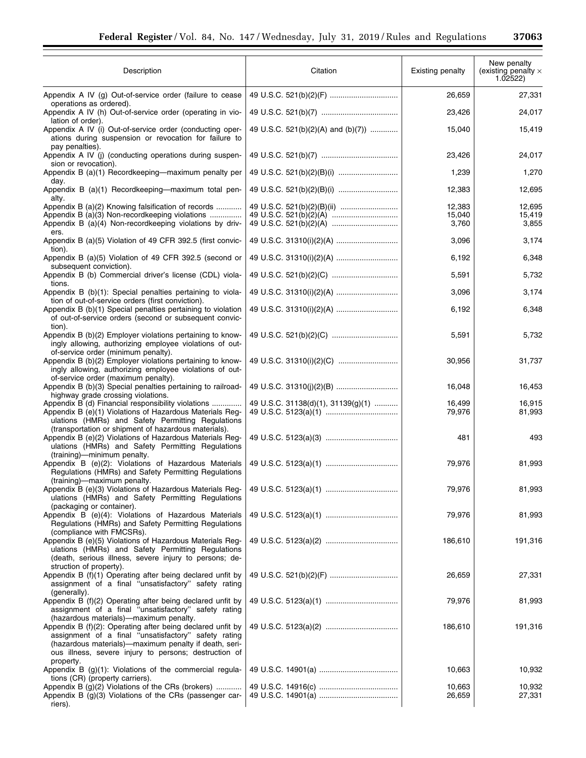| Description | Citation | Existing penalty | New penalty (existing penalty × 1.02522) |
|---|---|---|---|
| Appendix A IV (g) Out-of-service order (failure to cease operations as ordered). | 49 U.S.C. 521(b)(2)(F) | 26,659 | 27,331 |
| Appendix A IV (h) Out-of-service order (operating in violation of order). | 49 U.S.C. 521(b)(7) | 23,426 | 24,017 |
| Appendix A IV (i) Out-of-service order (conducting operations during suspension or revocation for failure to pay penalties). | 49 U.S.C. 521(b)(2)(A) and (b)(7)) | 15,040 | 15,419 |
| Appendix A IV (j) (conducting operations during suspension or revocation). | 49 U.S.C. 521(b)(7) | 23,426 | 24,017 |
| Appendix B (a)(1) Recordkeeping—maximum penalty per day. | 49 U.S.C. 521(b)(2)(B)(i) | 1,239 | 1,270 |
| Appendix B (a)(1) Recordkeeping—maximum total penalty. | 49 U.S.C. 521(b)(2)(B)(i) | 12,383 | 12,695 |
| Appendix B (a)(2) Knowing falsification of records | 49 U.S.C. 521(b)(2)(B)(ii) | 12,383 | 12,695 |
| Appendix B (a)(3) Non-recordkeeping violations | 49 U.S.C. 521(b)(2)(A) | 15,040 | 15,419 |
| Appendix B (a)(4) Non-recordkeeping violations by drivers. | 49 U.S.C. 521(b)(2)(A) | 3,760 | 3,855 |
| Appendix B (a)(5) Violation of 49 CFR 392.5 (first conviction). | 49 U.S.C. 31310(i)(2)(A) | 3,096 | 3,174 |
| Appendix B (a)(5) Violation of 49 CFR 392.5 (second or subsequent conviction). | 49 U.S.C. 31310(i)(2)(A) | 6,192 | 6,348 |
| Appendix B (b) Commercial driver's license (CDL) violations. | 49 U.S.C. 521(b)(2)(C) | 5,591 | 5,732 |
| Appendix B (b)(1): Special penalties pertaining to violation of out-of-service orders (first conviction). | 49 U.S.C. 31310(i)(2)(A) | 3,096 | 3,174 |
| Appendix B (b)(1) Special penalties pertaining to violation of out-of-service orders (second or subsequent conviction). | 49 U.S.C. 31310(i)(2)(A) | 6,192 | 6,348 |
| Appendix B (b)(2) Employer violations pertaining to knowingly allowing, authorizing employee violations of out-of-service order (minimum penalty). | 49 U.S.C. 521(b)(2)(C) | 5,591 | 5,732 |
| Appendix B (b)(2) Employer violations pertaining to knowingly allowing, authorizing employee violations of out-of-service order (maximum penalty). | 49 U.S.C. 31310(i)(2)(C) | 30,956 | 31,737 |
| Appendix B (b)(3) Special penalties pertaining to railroad-highway grade crossing violations. | 49 U.S.C. 31310(j)(2)(B) | 16,048 | 16,453 |
| Appendix B (d) Financial responsibility violations | 49 U.S.C. 31138(d)(1), 31139(g)(1) | 16,499 | 16,915 |
| Appendix B (e)(1) Violations of Hazardous Materials Regulations (HMRs) and Safety Permitting Regulations (transportation or shipment of hazardous materials). | 49 U.S.C. 5123(a)(1) | 79,976 | 81,993 |
| Appendix B (e)(2) Violations of Hazardous Materials Regulations (HMRs) and Safety Permitting Regulations (training)—minimum penalty. | 49 U.S.C. 5123(a)(3) | 481 | 493 |
| Appendix B (e)(2): Violations of Hazardous Materials Regulations (HMRs) and Safety Permitting Regulations (training)—maximum penalty. | 49 U.S.C. 5123(a)(1) | 79,976 | 81,993 |
| Appendix B (e)(3) Violations of Hazardous Materials Regulations (HMRs) and Safety Permitting Regulations (packaging or container). | 49 U.S.C. 5123(a)(1) | 79,976 | 81,993 |
| Appendix B (e)(4): Violations of Hazardous Materials Regulations (HMRs) and Safety Permitting Regulations (compliance with FMCSRs). | 49 U.S.C. 5123(a)(1) | 79,976 | 81,993 |
| Appendix B (e)(5) Violations of Hazardous Materials Regulations (HMRs) and Safety Permitting Regulations (death, serious illness, severe injury to persons; destruction of property). | 49 U.S.C. 5123(a)(2) | 186,610 | 191,316 |
| Appendix B (f)(1) Operating after being declared unfit by assignment of a final "unsatisfactory" safety rating (generally). | 49 U.S.C. 521(b)(2)(F) | 26,659 | 27,331 |
| Appendix B (f)(2) Operating after being declared unfit by assignment of a final "unsatisfactory" safety rating (hazardous materials)—maximum penalty. | 49 U.S.C. 5123(a)(1) | 79,976 | 81,993 |
| Appendix B (f)(2): Operating after being declared unfit by assignment of a final "unsatisfactory" safety rating (hazardous materials)—maximum penalty if death, serious illness, severe injury to persons; destruction of property. | 49 U.S.C. 5123(a)(2) | 186,610 | 191,316 |
| Appendix B (g)(1): Violations of the commercial regulations (CR) (property carriers). | 49 U.S.C. 14901(a) | 10,663 | 10,932 |
| Appendix B (g)(2) Violations of the CRs (brokers) | 49 U.S.C. 14916(c) | 10,663 | 10,932 |
| Appendix B (g)(3) Violations of the CRs (passenger carriers). | 49 U.S.C. 14901(a) | 26,659 | 27,331 |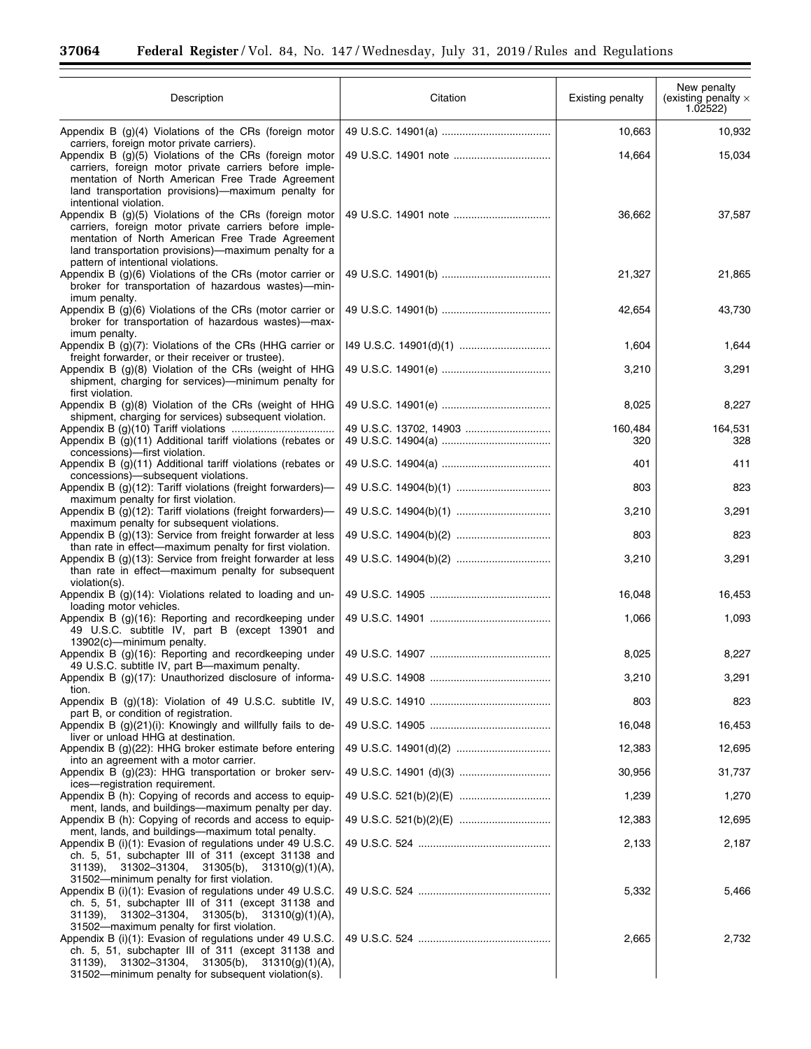| Description | Citation | Existing penalty | New penalty (existing penalty × 1.02522) |
|---|---|---|---|
| Appendix B (g)(4) Violations of the CRs (foreign motor carriers, foreign motor private carriers). | 49 U.S.C. 14901(a) | 10,663 | 10,932 |
| Appendix B (g)(5) Violations of the CRs (foreign motor carriers, foreign motor private carriers before implementation of North American Free Trade Agreement land transportation provisions)—maximum penalty for intentional violation. | 49 U.S.C. 14901 note | 14,664 | 15,034 |
| Appendix B (g)(5) Violations of the CRs (foreign motor carriers, foreign motor private carriers before implementation of North American Free Trade Agreement land transportation provisions)—maximum penalty for a pattern of intentional violations. | 49 U.S.C. 14901 note | 36,662 | 37,587 |
| Appendix B (g)(6) Violations of the CRs (motor carrier or broker for transportation of hazardous wastes)—minimum penalty. | 49 U.S.C. 14901(b) | 21,327 | 21,865 |
| Appendix B (g)(6) Violations of the CRs (motor carrier or broker for transportation of hazardous wastes)—maximum penalty. | 49 U.S.C. 14901(b) | 42,654 | 43,730 |
| Appendix B (g)(7): Violations of the CRs (HHG carrier or freight forwarder, or their receiver or trustee). | I49 U.S.C. 14901(d)(1) | 1,604 | 1,644 |
| Appendix B (g)(8) Violation of the CRs (weight of HHG shipment, charging for services)—minimum penalty for first violation. | 49 U.S.C. 14901(e) | 3,210 | 3,291 |
| Appendix B (g)(8) Violation of the CRs (weight of HHG shipment, charging for services) subsequent violation. | 49 U.S.C. 14901(e) | 8,025 | 8,227 |
| Appendix B (g)(10) Tariff violations | 49 U.S.C. 13702, 14903 | 160,484 | 164,531 |
| Appendix B (g)(11) Additional tariff violations (rebates or concessions)—first violation. | 49 U.S.C. 14904(a) | 320 | 328 |
| Appendix B (g)(11) Additional tariff violations (rebates or concessions)—subsequent violations. | 49 U.S.C. 14904(a) | 401 | 411 |
| Appendix B (g)(12): Tariff violations (freight forwarders)—maximum penalty for first violation. | 49 U.S.C. 14904(b)(1) | 803 | 823 |
| Appendix B (g)(12): Tariff violations (freight forwarders)—maximum penalty for subsequent violations. | 49 U.S.C. 14904(b)(1) | 3,210 | 3,291 |
| Appendix B (g)(13): Service from freight forwarder at less than rate in effect—maximum penalty for first violation. | 49 U.S.C. 14904(b)(2) | 803 | 823 |
| Appendix B (g)(13): Service from freight forwarder at less than rate in effect—maximum penalty for subsequent violation(s). | 49 U.S.C. 14904(b)(2) | 3,210 | 3,291 |
| Appendix B (g)(14): Violations related to loading and unloading motor vehicles. | 49 U.S.C. 14905 | 16,048 | 16,453 |
| Appendix B (g)(16): Reporting and recordkeeping under 49 U.S.C. subtitle IV, part B (except 13901 and 13902(c)—minimum penalty. | 49 U.S.C. 14901 | 1,066 | 1,093 |
| Appendix B (g)(16): Reporting and recordkeeping under 49 U.S.C. subtitle IV, part B—maximum penalty. | 49 U.S.C. 14907 | 8,025 | 8,227 |
| Appendix B (g)(17): Unauthorized disclosure of information. | 49 U.S.C. 14908 | 3,210 | 3,291 |
| Appendix B (g)(18): Violation of 49 U.S.C. subtitle IV, part B, or condition of registration. | 49 U.S.C. 14910 | 803 | 823 |
| Appendix B (g)(21)(i): Knowingly and willfully fails to deliver or unload HHG at destination. | 49 U.S.C. 14905 | 16,048 | 16,453 |
| Appendix B (g)(22): HHG broker estimate before entering into an agreement with a motor carrier. | 49 U.S.C. 14901(d)(2) | 12,383 | 12,695 |
| Appendix B (g)(23): HHG transportation or broker services—registration requirement. | 49 U.S.C. 14901 (d)(3) | 30,956 | 31,737 |
| Appendix B (h): Copying of records and access to equipment, lands, and buildings—maximum penalty per day. | 49 U.S.C. 521(b)(2)(E) | 1,239 | 1,270 |
| Appendix B (h): Copying of records and access to equipment, lands, and buildings—maximum total penalty. | 49 U.S.C. 521(b)(2)(E) | 12,383 | 12,695 |
| Appendix B (i)(1): Evasion of regulations under 49 U.S.C. ch. 5, 51, subchapter III of 311 (except 31138 and 31139), 31302–31304, 31305(b), 31310(g)(1)(A), 31502—minimum penalty for first violation. | 49 U.S.C. 524 | 2,133 | 2,187 |
| Appendix B (i)(1): Evasion of regulations under 49 U.S.C. ch. 5, 51, subchapter III of 311 (except 31138 and 31139), 31302–31304, 31305(b), 31310(g)(1)(A), 31502—maximum penalty for first violation. | 49 U.S.C. 524 | 5,332 | 5,466 |
| Appendix B (i)(1): Evasion of regulations under 49 U.S.C. ch. 5, 51, subchapter III of 311 (except 31138 and 31139), 31302–31304, 31305(b), 31310(g)(1)(A), 31502—minimum penalty for subsequent violation(s). | 49 U.S.C. 524 | 2,665 | 2,732 |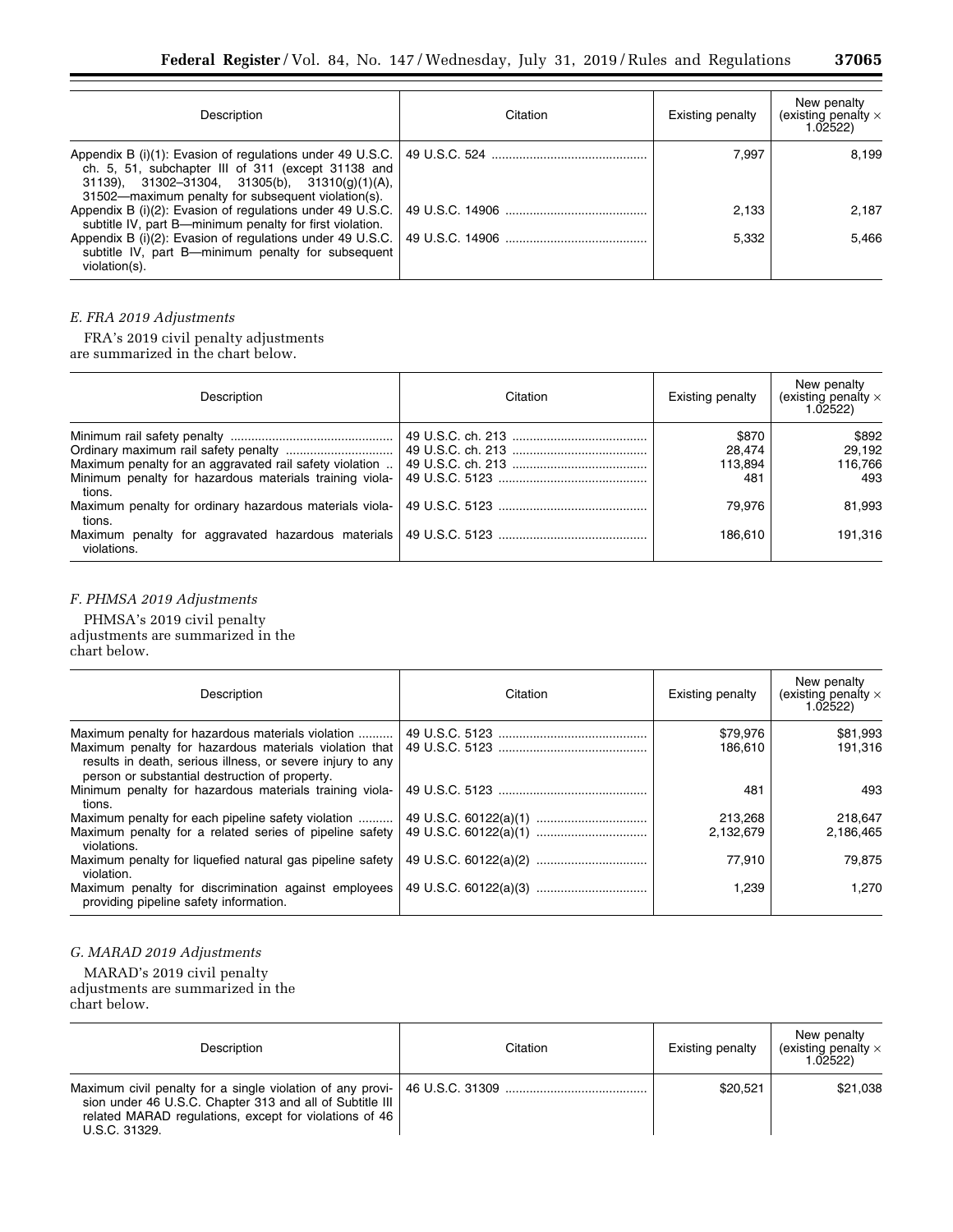| Description | Citation | Existing penalty | New penalty (existing penalty × 1.02522) |
|---|---|---|---|
| Appendix B (i)(1): Evasion of regulations under 49 U.S.C. ch. 5, 51, subchapter III of 311 (except 31138 and 31139), 31302–31304, 31305(b), 31310(g)(1)(A), 31502—maximum penalty for subsequent violation(s). | 49 U.S.C. 524 | 7,997 | 8,199 |
| Appendix B (i)(2): Evasion of regulations under 49 U.S.C. subtitle IV, part B—minimum penalty for first violation. | 49 U.S.C. 14906 | 2,133 | 2,187 |
| Appendix B (i)(2): Evasion of regulations under 49 U.S.C. subtitle IV, part B—minimum penalty for subsequent violation(s). | 49 U.S.C. 14906 | 5,332 | 5,466 |

### *E. FRA 2019 Adjustments*

FRA's 2019 civil penalty adjustments are summarized in the chart below.

| Description | Citation | Existing penalty | New penalty (existing penalty × 1.02522) |
|---|---|---|---|
| Minimum rail safety penalty | 49 U.S.C. ch. 213 | $870 | $892 |
| Ordinary maximum rail safety penalty | 49 U.S.C. ch. 213 | 28,474 | 29,192 |
| Maximum penalty for an aggravated rail safety violation | 49 U.S.C. ch. 213 | 113,894 | 116,766 |
| Minimum penalty for hazardous materials training violations. | 49 U.S.C. 5123 | 481 | 493 |
| Maximum penalty for ordinary hazardous materials violations. | 49 U.S.C. 5123 | 79,976 | 81,993 |
| Maximum penalty for aggravated hazardous materials violations. | 49 U.S.C. 5123 | 186,610 | 191,316 |

### *F. PHMSA 2019 Adjustments*

PHMSA's 2019 civil penalty adjustments are summarized in the chart below.

| Description | Citation | Existing penalty | New penalty (existing penalty × 1.02522) |
|---|---|---|---|
| Maximum penalty for hazardous materials violation | 49 U.S.C. 5123 | $79,976 | $81,993 |
| Maximum penalty for hazardous materials violation that results in death, serious illness, or severe injury to any person or substantial destruction of property. | 49 U.S.C. 5123 | 186,610 | 191,316 |
| Minimum penalty for hazardous materials training violations. | 49 U.S.C. 5123 | 481 | 493 |
| Maximum penalty for each pipeline safety violation | 49 U.S.C. 60122(a)(1) | 213,268 | 218,647 |
| Maximum penalty for a related series of pipeline safety violations. | 49 U.S.C. 60122(a)(1) | 2,132,679 | 2,186,465 |
| Maximum penalty for liquefied natural gas pipeline safety violation. | 49 U.S.C. 60122(a)(2) | 77,910 | 79,875 |
| Maximum penalty for discrimination against employees providing pipeline safety information. | 49 U.S.C. 60122(a)(3) | 1,239 | 1,270 |

### *G. MARAD 2019 Adjustments*

MARAD's 2019 civil penalty adjustments are summarized in the chart below.

| Description | Citation | Existing penalty | New penalty (existing penalty × 1.02522) |
|---|---|---|---|
| Maximum civil penalty for a single violation of any provision under 46 U.S.C. Chapter 313 and all of Subtitle III related MARAD regulations, except for violations of 46 U.S.C. 31329. | 46 U.S.C. 31309 | $20,521 | $21,038 |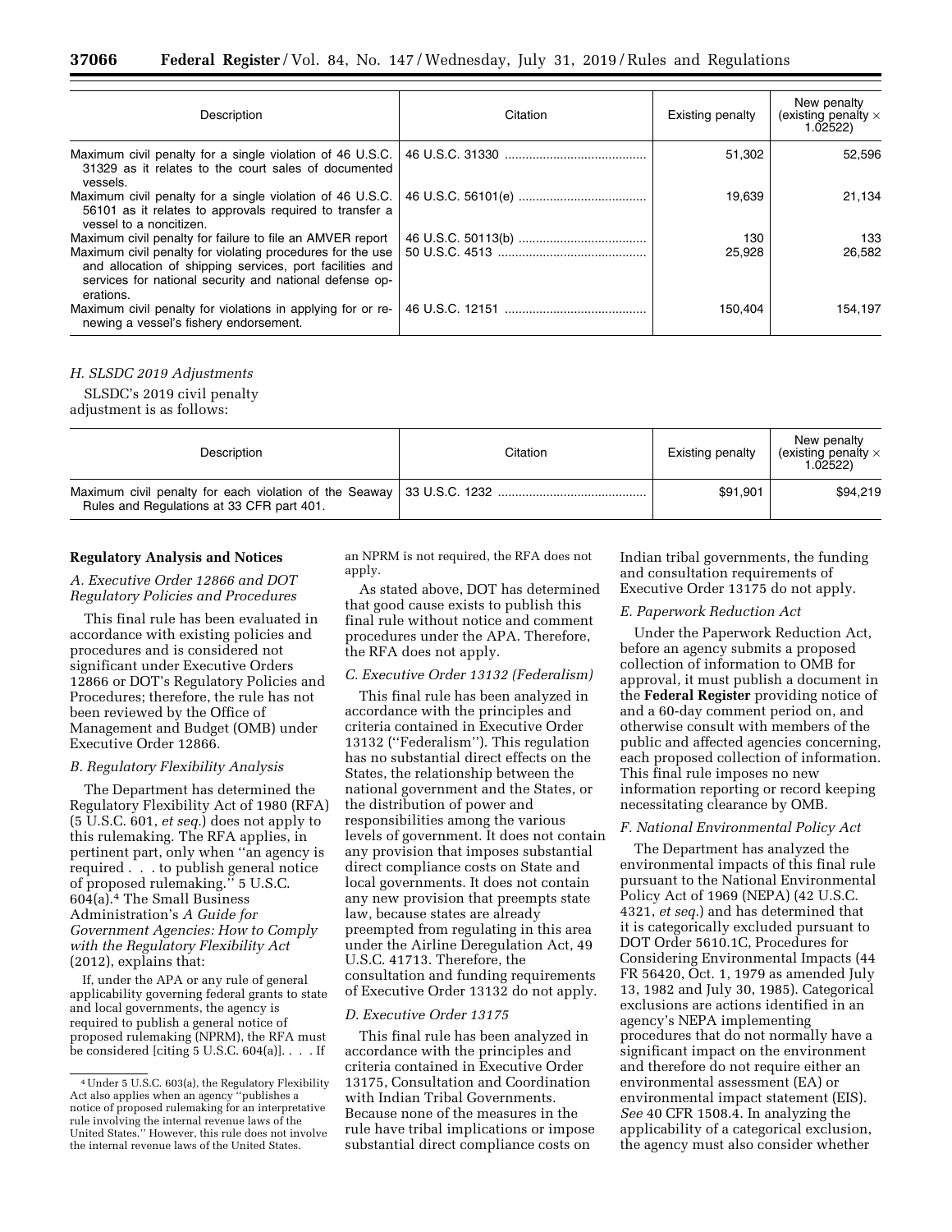| Description | Citation | Existing penalty | New penalty (existing penalty × 1.02522) |
|---|---|---|---|
| Maximum civil penalty for a single violation of 46 U.S.C. 31329 as it relates to the court sales of documented vessels. | 46 U.S.C. 31330 | 51,302 | 52,596 |
| Maximum civil penalty for a single violation of 46 U.S.C. 56101 as it relates to approvals required to transfer a vessel to a noncitizen. | 46 U.S.C. 56101(e) | 19,639 | 21,134 |
| Maximum civil penalty for failure to file an AMVER report | 46 U.S.C. 50113(b) | 130 | 133 |
| Maximum civil penalty for violating procedures for the use and allocation of shipping services, port facilities and services for national security and national defense operations. | 50 U.S.C. 4513 | 25,928 | 26,582 |
| Maximum civil penalty for violations in applying for or renewing a vessel's fishery endorsement. | 46 U.S.C. 12151 | 150,404 | 154,197 |

*H. SLSDC 2019 Adjustments*

SLSDC's 2019 civil penalty adjustment is as follows:

| Description | Citation | Existing penalty | New penalty (existing penalty × 1.02522) |
|---|---|---|---|
| Maximum civil penalty for each violation of the Seaway Rules and Regulations at 33 CFR part 401. | 33 U.S.C. 1232 | $91,901 | $94,219 |

**Regulatory Analysis and Notices**

*A. Executive Order 12866 and DOT Regulatory Policies and Procedures*

This final rule has been evaluated in accordance with existing policies and procedures and is considered not significant under Executive Orders 12866 or DOT's Regulatory Policies and Procedures; therefore, the rule has not been reviewed by the Office of Management and Budget (OMB) under Executive Order 12866.

*B. Regulatory Flexibility Analysis*

The Department has determined the Regulatory Flexibility Act of 1980 (RFA) (5 U.S.C. 601, *et seq.*) does not apply to this rulemaking. The RFA applies, in pertinent part, only when "an agency is required . . . to publish general notice of proposed rulemaking." 5 U.S.C. 604(a).[4] The Small Business Administration's *A Guide for Government Agencies: How to Comply with the Regulatory Flexibility Act* (2012), explains that:

> If, under the APA or any rule of general applicability governing federal grants to state and local governments, the agency is required to publish a general notice of proposed rulemaking (NPRM), the RFA must be considered [citing 5 U.S.C. 604(a)]. . . . If an NPRM is not required, the RFA does not apply.

As stated above, DOT has determined that good cause exists to publish this final rule without notice and comment procedures under the APA. Therefore, the RFA does not apply.

*C. Executive Order 13132 (Federalism)*

This final rule has been analyzed in accordance with the principles and criteria contained in Executive Order 13132 ("Federalism"). This regulation has no substantial direct effects on the States, the relationship between the national government and the States, or the distribution of power and responsibilities among the various levels of government. It does not contain any provision that imposes substantial direct compliance costs on State and local governments. It does not contain any new provision that preempts state law, because states are already preempted from regulating in this area under the Airline Deregulation Act, 49 U.S.C. 41713. Therefore, the consultation and funding requirements of Executive Order 13132 do not apply.

*D. Executive Order 13175*

This final rule has been analyzed in accordance with the principles and criteria contained in Executive Order 13175, Consultation and Coordination with Indian Tribal Governments. Because none of the measures in the rule have tribal implications or impose substantial direct compliance costs on Indian tribal governments, the funding and consultation requirements of Executive Order 13175 do not apply.

*E. Paperwork Reduction Act*

Under the Paperwork Reduction Act, before an agency submits a proposed collection of information to OMB for approval, it must publish a document in the **Federal Register** providing notice of and a 60-day comment period on, and otherwise consult with members of the public and affected agencies concerning, each proposed collection of information. This final rule imposes no new information reporting or record keeping necessitating clearance by OMB.

*F. National Environmental Policy Act*

The Department has analyzed the environmental impacts of this final rule pursuant to the National Environmental Policy Act of 1969 (NEPA) (42 U.S.C. 4321, *et seq.*) and has determined that it is categorically excluded pursuant to DOT Order 5610.1C, Procedures for Considering Environmental Impacts (44 FR 56420, Oct. 1, 1979 as amended July 13, 1982 and July 30, 1985). Categorical exclusions are actions identified in an agency's NEPA implementing procedures that do not normally have a significant impact on the environment and therefore do not require either an environmental assessment (EA) or environmental impact statement (EIS). *See* 40 CFR 1508.4. In analyzing the applicability of a categorical exclusion, the agency must also consider whether

[4] Under 5 U.S.C. 603(a), the Regulatory Flexibility Act also applies when an agency "publishes a notice of proposed rulemaking for an interpretative rule involving the internal revenue laws of the United States." However, this rule does not involve the internal revenue laws of the United States.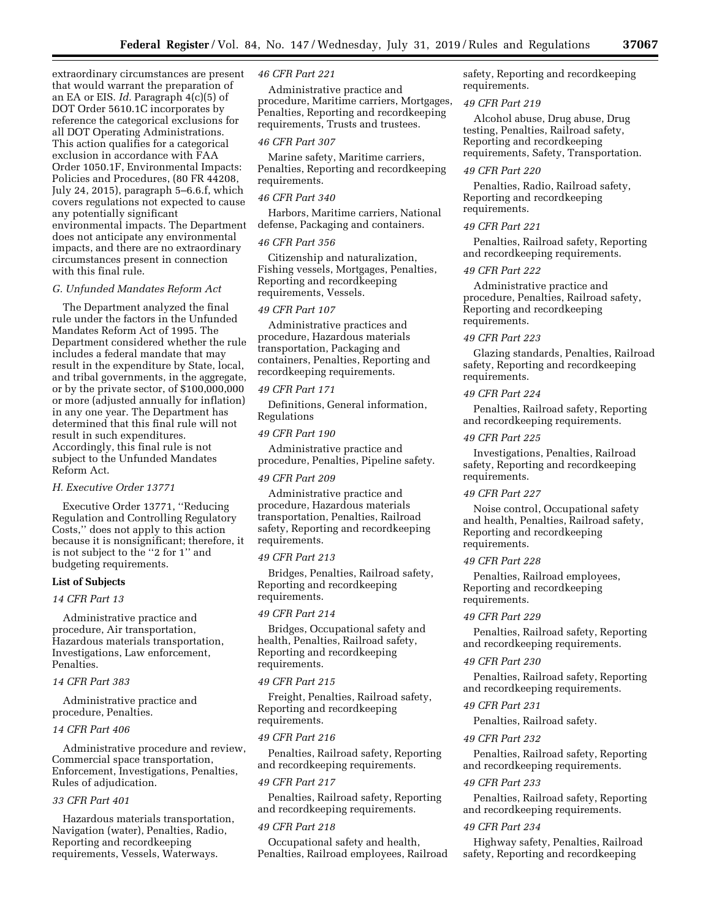extraordinary circumstances are present that would warrant the preparation of an EA or EIS. *Id.* Paragraph 4(c)(5) of DOT Order 5610.1C incorporates by reference the categorical exclusions for all DOT Operating Administrations. This action qualifies for a categorical exclusion in accordance with FAA Order 1050.1F, Environmental Impacts: Policies and Procedures, (80 FR 44208, July 24, 2015), paragraph 5–6.6.f, which covers regulations not expected to cause any potentially significant environmental impacts. The Department does not anticipate any environmental impacts, and there are no extraordinary circumstances present in connection with this final rule.

### *G. Unfunded Mandates Reform Act*

The Department analyzed the final rule under the factors in the Unfunded Mandates Reform Act of 1995. The Department considered whether the rule includes a federal mandate that may result in the expenditure by State, local, and tribal governments, in the aggregate, or by the private sector, of $100,000,000 or more (adjusted annually for inflation) in any one year. The Department has determined that this final rule will not result in such expenditures. Accordingly, this final rule is not subject to the Unfunded Mandates Reform Act.

### *H. Executive Order 13771*

Executive Order 13771, ''Reducing Regulation and Controlling Regulatory Costs,'' does not apply to this action because it is nonsignificant; therefore, it is not subject to the ''2 for 1'' and budgeting requirements.

## List of Subjects

*14 CFR Part 13*

Administrative practice and procedure, Air transportation, Hazardous materials transportation, Investigations, Law enforcement, Penalties.

*14 CFR Part 383*

Administrative practice and procedure, Penalties.

*14 CFR Part 406*

Administrative procedure and review, Commercial space transportation, Enforcement, Investigations, Penalties, Rules of adjudication.

*33 CFR Part 401*

Hazardous materials transportation, Navigation (water), Penalties, Radio, Reporting and recordkeeping requirements, Vessels, Waterways.

*46 CFR Part 221*

Administrative practice and procedure, Maritime carriers, Mortgages, Penalties, Reporting and recordkeeping requirements, Trusts and trustees.

*46 CFR Part 307*

Marine safety, Maritime carriers, Penalties, Reporting and recordkeeping requirements.

*46 CFR Part 340*

Harbors, Maritime carriers, National defense, Packaging and containers.

*46 CFR Part 356*

Citizenship and naturalization, Fishing vessels, Mortgages, Penalties, Reporting and recordkeeping requirements, Vessels.

*49 CFR Part 107*

Administrative practices and procedure, Hazardous materials transportation, Packaging and containers, Penalties, Reporting and recordkeeping requirements.

*49 CFR Part 171*

Definitions, General information, Regulations

*49 CFR Part 190*

Administrative practice and procedure, Penalties, Pipeline safety.

*49 CFR Part 209*

Administrative practice and procedure, Hazardous materials transportation, Penalties, Railroad safety, Reporting and recordkeeping requirements.

*49 CFR Part 213*

Bridges, Penalties, Railroad safety, Reporting and recordkeeping requirements.

*49 CFR Part 214*

Bridges, Occupational safety and health, Penalties, Railroad safety, Reporting and recordkeeping requirements.

*49 CFR Part 215*

Freight, Penalties, Railroad safety, Reporting and recordkeeping requirements.

*49 CFR Part 216*

Penalties, Railroad safety, Reporting and recordkeeping requirements.

*49 CFR Part 217*

Penalties, Railroad safety, Reporting and recordkeeping requirements.

*49 CFR Part 218*

Occupational safety and health, Penalties, Railroad employees, Railroad safety, Reporting and recordkeeping requirements.

*49 CFR Part 219*

Alcohol abuse, Drug abuse, Drug testing, Penalties, Railroad safety, Reporting and recordkeeping requirements, Safety, Transportation.

*49 CFR Part 220*

Penalties, Radio, Railroad safety, Reporting and recordkeeping requirements.

*49 CFR Part 221*

Penalties, Railroad safety, Reporting and recordkeeping requirements.

*49 CFR Part 222*

Administrative practice and procedure, Penalties, Railroad safety, Reporting and recordkeeping requirements.

*49 CFR Part 223*

Glazing standards, Penalties, Railroad safety, Reporting and recordkeeping requirements.

*49 CFR Part 224*

Penalties, Railroad safety, Reporting and recordkeeping requirements.

*49 CFR Part 225*

Investigations, Penalties, Railroad safety, Reporting and recordkeeping requirements.

*49 CFR Part 227*

Noise control, Occupational safety and health, Penalties, Railroad safety, Reporting and recordkeeping requirements.

*49 CFR Part 228*

Penalties, Railroad employees, Reporting and recordkeeping requirements.

*49 CFR Part 229*

Penalties, Railroad safety, Reporting and recordkeeping requirements.

*49 CFR Part 230*

Penalties, Railroad safety, Reporting and recordkeeping requirements.

*49 CFR Part 231*

Penalties, Railroad safety.

*49 CFR Part 232*

Penalties, Railroad safety, Reporting and recordkeeping requirements.

*49 CFR Part 233*

Penalties, Railroad safety, Reporting and recordkeeping requirements.

*49 CFR Part 234*

Highway safety, Penalties, Railroad safety, Reporting and recordkeeping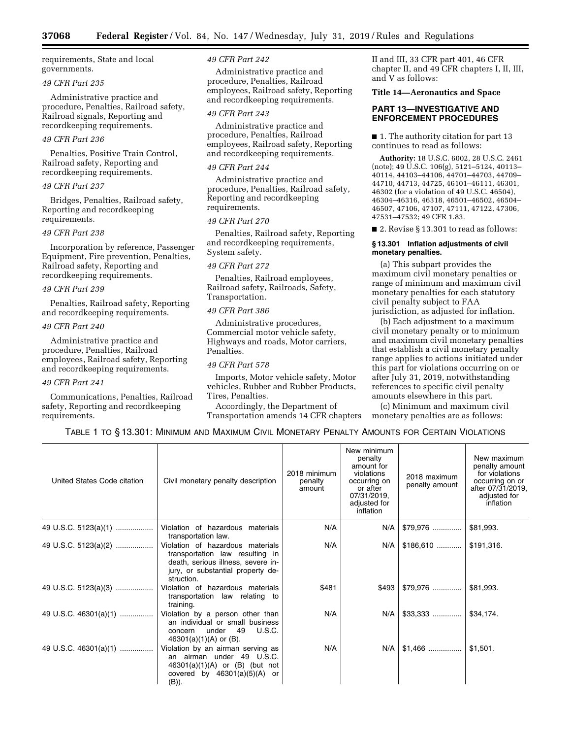requirements, State and local governments.

*49 CFR Part 235*

Administrative practice and procedure, Penalties, Railroad safety, Railroad signals, Reporting and recordkeeping requirements.

*49 CFR Part 236*

Penalties, Positive Train Control, Railroad safety, Reporting and recordkeeping requirements.

*49 CFR Part 237*

Bridges, Penalties, Railroad safety, Reporting and recordkeeping requirements.

*49 CFR Part 238*

Incorporation by reference, Passenger Equipment, Fire prevention, Penalties, Railroad safety, Reporting and recordkeeping requirements.

*49 CFR Part 239*

Penalties, Railroad safety, Reporting and recordkeeping requirements.

*49 CFR Part 240*

Administrative practice and procedure, Penalties, Railroad employees, Railroad safety, Reporting and recordkeeping requirements.

*49 CFR Part 241*

Communications, Penalties, Railroad safety, Reporting and recordkeeping requirements.

*49 CFR Part 242*

Administrative practice and procedure, Penalties, Railroad employees, Railroad safety, Reporting and recordkeeping requirements.

*49 CFR Part 243*

Administrative practice and procedure, Penalties, Railroad employees, Railroad safety, Reporting and recordkeeping requirements.

*49 CFR Part 244*

Administrative practice and procedure, Penalties, Railroad safety, Reporting and recordkeeping requirements.

*49 CFR Part 270*

Penalties, Railroad safety, Reporting and recordkeeping requirements, System safety.

*49 CFR Part 272*

Penalties, Railroad employees, Railroad safety, Railroads, Safety, Transportation.

*49 CFR Part 386*

Administrative procedures, Commercial motor vehicle safety, Highways and roads, Motor carriers, Penalties.

*49 CFR Part 578*

Imports, Motor vehicle safety, Motor vehicles, Rubber and Rubber Products, Tires, Penalties.

Accordingly, the Department of Transportation amends 14 CFR chapters II and III, 33 CFR part 401, 46 CFR chapter II, and 49 CFR chapters I, II, III, and V as follows:

**Title 14—Aeronautics and Space**

## PART 13—INVESTIGATIVE AND ENFORCEMENT PROCEDURES

■ 1. The authority citation for part 13 continues to read as follows:

**Authority:** 18 U.S.C. 6002, 28 U.S.C. 2461 (note); 49 U.S.C. 106(g), 5121–5124, 40113–40114, 44103–44106, 44701–44703, 44709–44710, 44713, 44725, 46101–46111, 46301, 46302 (for a violation of 49 U.S.C. 46504), 46304–46316, 46318, 46501–46502, 46504–46507, 47106, 47107, 47111, 47122, 47306, 47531–47532; 49 CFR 1.83.

■ 2. Revise § 13.301 to read as follows:

### § 13.301 Inflation adjustments of civil monetary penalties.

(a) This subpart provides the maximum civil monetary penalties or range of minimum and maximum civil monetary penalties for each statutory civil penalty subject to FAA jurisdiction, as adjusted for inflation.

(b) Each adjustment to a maximum civil monetary penalty or to minimum and maximum civil monetary penalties that establish a civil monetary penalty range applies to actions initiated under this part for violations occurring on or after July 31, 2019, notwithstanding references to specific civil penalty amounts elsewhere in this part.

(c) Minimum and maximum civil monetary penalties are as follows:

TABLE 1 TO § 13.301: MINIMUM AND MAXIMUM CIVIL MONETARY PENALTY AMOUNTS FOR CERTAIN VIOLATIONS

| United States Code citation | Civil monetary penalty description | 2018 minimum penalty amount | New minimum penalty amount for violations occurring on or after 07/31/2019, adjusted for inflation | 2018 maximum penalty amount | New maximum penalty amount for violations occurring on or after 07/31/2019, adjusted for inflation |
|---|---|---|---|---|---|
| 49 U.S.C. 5123(a)(1) | Violation of hazardous materials transportation law. | N/A | N/A | $79,976 | $81,993. |
| 49 U.S.C. 5123(a)(2) | Violation of hazardous materials transportation law resulting in death, serious illness, severe injury, or substantial property destruction. | N/A | N/A | $186,610 | $191,316. |
| 49 U.S.C. 5123(a)(3) | Violation of hazardous materials transportation law relating to training. | $481 | $493 | $79,976 | $81,993. |
| 49 U.S.C. 46301(a)(1) | Violation by a person other than an individual or small business concern under 49 U.S.C. 46301(a)(1)(A) or (B). | N/A | N/A | $33,333 | $34,174. |
| 49 U.S.C. 46301(a)(1) | Violation by an airman serving as an airman under 49 U.S.C. 46301(a)(1)(A) or (B) (but not covered by 46301(a)(5)(A) or (B)). | N/A | N/A | $1,466 | $1,501. |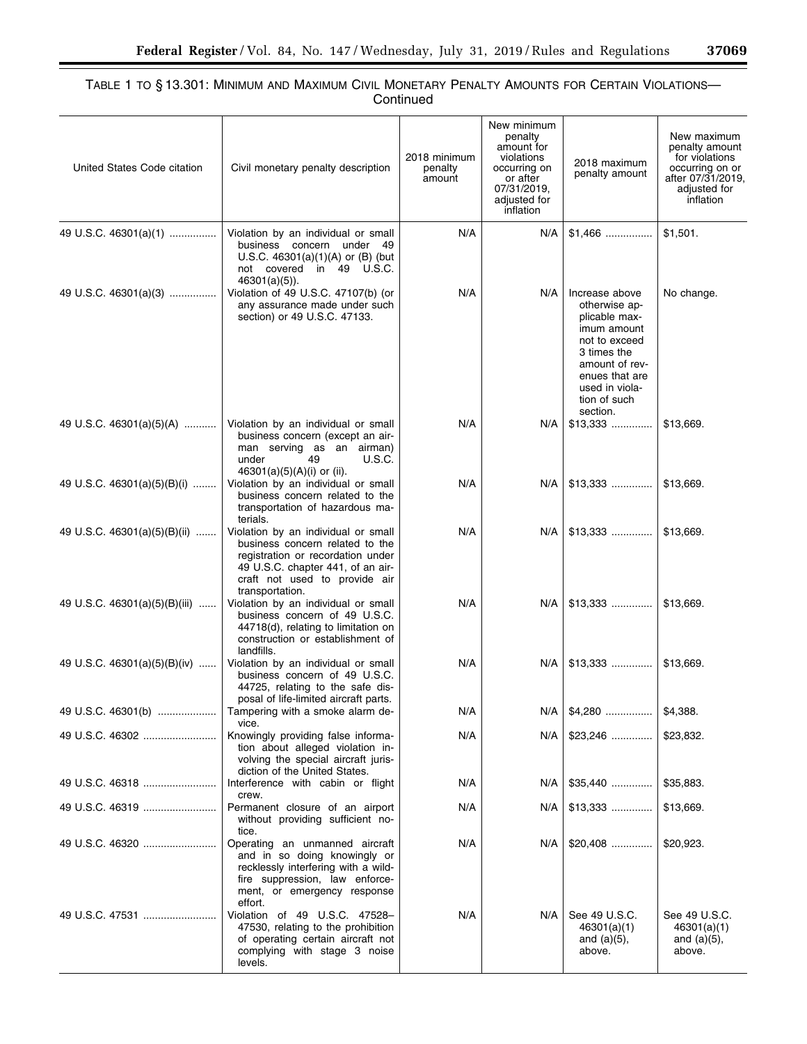TABLE 1 TO § 13.301: MINIMUM AND MAXIMUM CIVIL MONETARY PENALTY AMOUNTS FOR CERTAIN VIOLATIONS—Continued

| United States Code citation | Civil monetary penalty description | 2018 minimum penalty amount | New minimum penalty amount for violations occurring on or after 07/31/2019, adjusted for inflation | 2018 maximum penalty amount | New maximum penalty amount for violations occurring on or after 07/31/2019, adjusted for inflation |
|---|---|---|---|---|---|
| 49 U.S.C. 46301(a)(1) | Violation by an individual or small business concern under 49 U.S.C. 46301(a)(1)(A) or (B) (but not covered in 49 U.S.C. 46301(a)(5)). | N/A | N/A | $1,466 | $1,501. |
| 49 U.S.C. 46301(a)(3) | Violation of 49 U.S.C. 47107(b) (or any assurance made under such section) or 49 U.S.C. 47133. | N/A | N/A | Increase above otherwise applicable maximum amount not to exceed 3 times the amount of revenues that are used in violation of such section. | No change. |
| 49 U.S.C. 46301(a)(5)(A) | Violation by an individual or small business concern (except an airman serving as an airman) under 49 U.S.C. 46301(a)(5)(A)(i) or (ii). | N/A | N/A | $13,333 | $13,669. |
| 49 U.S.C. 46301(a)(5)(B)(i) | Violation by an individual or small business concern related to the transportation of hazardous materials. | N/A | N/A | $13,333 | $13,669. |
| 49 U.S.C. 46301(a)(5)(B)(ii) | Violation by an individual or small business concern related to the registration or recordation under 49 U.S.C. chapter 441, of an aircraft not used to provide air transportation. | N/A | N/A | $13,333 | $13,669. |
| 49 U.S.C. 46301(a)(5)(B)(iii) | Violation by an individual or small business concern of 49 U.S.C. 44718(d), relating to limitation on construction or establishment of landfills. | N/A | N/A | $13,333 | $13,669. |
| 49 U.S.C. 46301(a)(5)(B)(iv) | Violation by an individual or small business concern of 49 U.S.C. 44725, relating to the safe disposal of life-limited aircraft parts. | N/A | N/A | $13,333 | $13,669. |
| 49 U.S.C. 46301(b) | Tampering with a smoke alarm device. | N/A | N/A | $4,280 | $4,388. |
| 49 U.S.C. 46302 | Knowingly providing false information about alleged violation involving the special aircraft jurisdiction of the United States. | N/A | N/A | $23,246 | $23,832. |
| 49 U.S.C. 46318 | Interference with cabin or flight crew. | N/A | N/A | $35,440 | $35,883. |
| 49 U.S.C. 46319 | Permanent closure of an airport without providing sufficient notice. | N/A | N/A | $13,333 | $13,669. |
| 49 U.S.C. 46320 | Operating an unmanned aircraft and in so doing knowingly or recklessly interfering with a wildfire suppression, law enforcement, or emergency response effort. | N/A | N/A | $20,408 | $20,923. |
| 49 U.S.C. 47531 | Violation of 49 U.S.C. 47528–47530, relating to the prohibition of operating certain aircraft not complying with stage 3 noise levels. | N/A | N/A | See 49 U.S.C. 46301(a)(1) and (a)(5), above. | See 49 U.S.C. 46301(a)(1) and (a)(5), above. |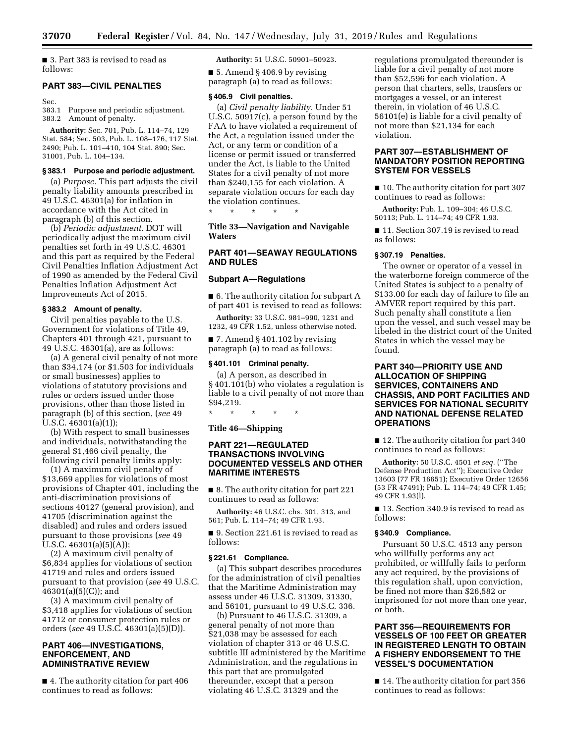■ 3. Part 383 is revised to read as follows:

## PART 383—CIVIL PENALTIES

Sec.
383.1 Purpose and periodic adjustment.
383.2 Amount of penalty.

**Authority:** Sec. 701, Pub. L. 114–74, 129 Stat. 584; Sec. 503, Pub. L. 108–176, 117 Stat. 2490; Pub. L. 101–410, 104 Stat. 890; Sec. 31001, Pub. L. 104–134.

### § 383.1 Purpose and periodic adjustment.

(a) *Purpose.* This part adjusts the civil penalty liability amounts prescribed in 49 U.S.C. 46301(a) for inflation in accordance with the Act cited in paragraph (b) of this section.

(b) *Periodic adjustment.* DOT will periodically adjust the maximum civil penalties set forth in 49 U.S.C. 46301 and this part as required by the Federal Civil Penalties Inflation Adjustment Act of 1990 as amended by the Federal Civil Penalties Inflation Adjustment Act Improvements Act of 2015.

### § 383.2 Amount of penalty.

Civil penalties payable to the U.S. Government for violations of Title 49, Chapters 401 through 421, pursuant to 49 U.S.C. 46301(a), are as follows:

(a) A general civil penalty of not more than $34,174 (or $1.503 for individuals or small businesses) applies to violations of statutory provisions and rules or orders issued under those provisions, other than those listed in paragraph (b) of this section, (*see* 49 U.S.C. 46301(a)(1));

(b) With respect to small businesses and individuals, notwithstanding the general $1,466 civil penalty, the following civil penalty limits apply:

(1) A maximum civil penalty of $13,669 applies for violations of most provisions of Chapter 401, including the anti-discrimination provisions of sections 40127 (general provision), and 41705 (discrimination against the disabled) and rules and orders issued pursuant to those provisions (*see* 49 U.S.C. 46301(a)(5)(A));

(2) A maximum civil penalty of $6,834 applies for violations of section 41719 and rules and orders issued pursuant to that provision (*see* 49 U.S.C. 46301(a)(5)(C)); and

(3) A maximum civil penalty of $3,418 applies for violations of section 41712 or consumer protection rules or orders (*see* 49 U.S.C. 46301(a)(5)(D)).

## PART 406—INVESTIGATIONS, ENFORCEMENT, AND ADMINISTRATIVE REVIEW

■ 4. The authority citation for part 406 continues to read as follows:

**Authority:** 51 U.S.C. 50901–50923.

■ 5. Amend § 406.9 by revising paragraph (a) to read as follows:

### § 406.9 Civil penalties.

(a) *Civil penalty liability.* Under 51 U.S.C. 50917(c), a person found by the FAA to have violated a requirement of the Act, a regulation issued under the Act, or any term or condition of a license or permit issued or transferred under the Act, is liable to the United States for a civil penalty of not more than $240,155 for each violation. A separate violation occurs for each day the violation continues.

\* \* \* \* \*

## Title 33—Navigation and Navigable Waters

## PART 401—SEAWAY REGULATIONS AND RULES

### Subpart A—Regulations

■ 6. The authority citation for subpart A of part 401 is revised to read as follows:

**Authority:** 33 U.S.C. 981–990, 1231 and 1232, 49 CFR 1.52, unless otherwise noted.

■ 7. Amend § 401.102 by revising paragraph (a) to read as follows:

### § 401.101 Criminal penalty.

(a) A person, as described in § 401.101(b) who violates a regulation is liable to a civil penalty of not more than $94,219.

\* \* \* \* \*

## Title 46—Shipping

## PART 221—REGULATED TRANSACTIONS INVOLVING DOCUMENTED VESSELS AND OTHER MARITIME INTERESTS

■ 8. The authority citation for part 221 continues to read as follows:

**Authority:** 46 U.S.C. chs. 301, 313, and 561; Pub. L. 114–74; 49 CFR 1.93.

■ 9. Section 221.61 is revised to read as follows:

### § 221.61 Compliance.

(a) This subpart describes procedures for the administration of civil penalties that the Maritime Administration may assess under 46 U.S.C. 31309, 31330, and 56101, pursuant to 49 U.S.C. 336.

(b) Pursuant to 46 U.S.C. 31309, a general penalty of not more than $21,038 may be assessed for each violation of chapter 313 or 46 U.S.C. subtitle III administered by the Maritime Administration, and the regulations in this part that are promulgated thereunder, except that a person violating 46 U.S.C. 31329 and the regulations promulgated thereunder is liable for a civil penalty of not more than $52,596 for each violation. A person that charters, sells, transfers or mortgages a vessel, or an interest therein, in violation of 46 U.S.C. 56101(e) is liable for a civil penalty of not more than $21,134 for each violation.

## PART 307—ESTABLISHMENT OF MANDATORY POSITION REPORTING SYSTEM FOR VESSELS

■ 10. The authority citation for part 307 continues to read as follows:

**Authority:** Pub. L. 109–304; 46 U.S.C. 50113; Pub. L. 114–74; 49 CFR 1.93.

■ 11. Section 307.19 is revised to read as follows:

### § 307.19 Penalties.

The owner or operator of a vessel in the waterborne foreign commerce of the United States is subject to a penalty of $133.00 for each day of failure to file an AMVER report required by this part. Such penalty shall constitute a lien upon the vessel, and such vessel may be libeled in the district court of the United States in which the vessel may be found.

## PART 340—PRIORITY USE AND ALLOCATION OF SHIPPING SERVICES, CONTAINERS AND CHASSIS, AND PORT FACILITIES AND SERVICES FOR NATIONAL SECURITY AND NATIONAL DEFENSE RELATED OPERATIONS

■ 12. The authority citation for part 340 continues to read as follows:

**Authority:** 50 U.S.C. 4501 *et seq.* (''The Defense Production Act''); Executive Order 13603 (77 FR 16651); Executive Order 12656 (53 FR 47491); Pub. L. 114–74; 49 CFR 1.45; 49 CFR 1.93(l).

■ 13. Section 340.9 is revised to read as follows:

### § 340.9 Compliance.

Pursuant 50 U.S.C. 4513 any person who willfully performs any act prohibited, or willfully fails to perform any act required, by the provisions of this regulation shall, upon conviction, be fined not more than $26,582 or imprisoned for not more than one year, or both.

## PART 356—REQUIREMENTS FOR VESSELS OF 100 FEET OR GREATER IN REGISTERED LENGTH TO OBTAIN A FISHERY ENDORSEMENT TO THE VESSEL'S DOCUMENTATION

■ 14. The authority citation for part 356 continues to read as follows: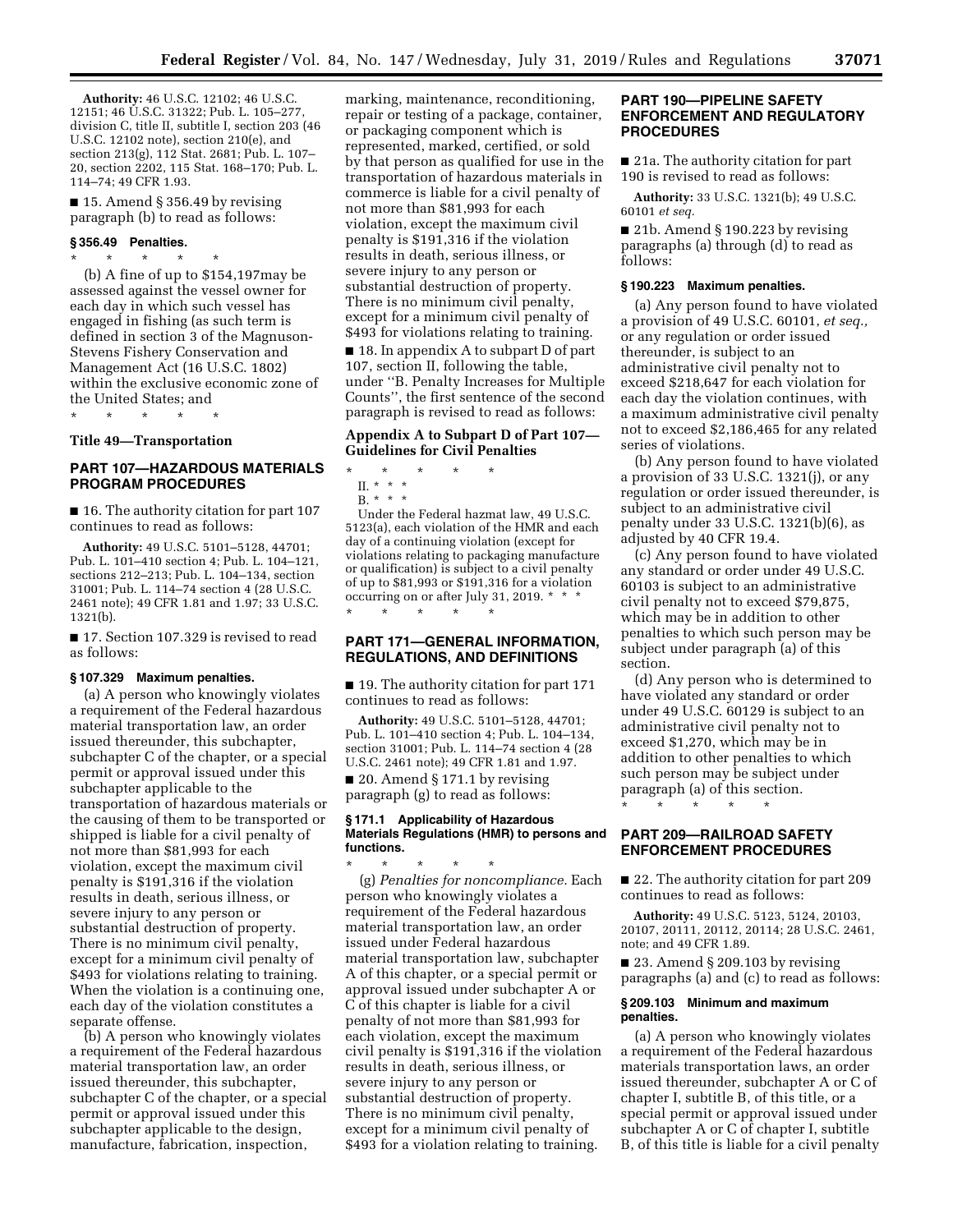**Authority:** 46 U.S.C. 12102; 46 U.S.C. 12151; 46 U.S.C. 31322; Pub. L. 105–277, division C, title II, subtitle I, section 203 (46 U.S.C. 12102 note), section 210(e), and section 213(g), 112 Stat. 2681; Pub. L. 107–20, section 2202, 115 Stat. 168–170; Pub. L. 114–74; 49 CFR 1.93.

■ 15. Amend § 356.49 by revising paragraph (b) to read as follows:

#### § 356.49 Penalties.

\* \* \* \* \*

(b) A fine of up to $154,197may be assessed against the vessel owner for each day in which such vessel has engaged in fishing (as such term is defined in section 3 of the Magnuson-Stevens Fishery Conservation and Management Act (16 U.S.C. 1802) within the exclusive economic zone of the United States; and

\* \* \* \* \*

### Title 49—Transportation

### PART 107—HAZARDOUS MATERIALS PROGRAM PROCEDURES

■ 16. The authority citation for part 107 continues to read as follows:

**Authority:** 49 U.S.C. 5101–5128, 44701; Pub. L. 101–410 section 4; Pub. L. 104–121, sections 212–213; Pub. L. 104–134, section 31001; Pub. L. 114–74 section 4 (28 U.S.C. 2461 note); 49 CFR 1.81 and 1.97; 33 U.S.C. 1321(b).

■ 17. Section 107.329 is revised to read as follows:

#### § 107.329 Maximum penalties.

(a) A person who knowingly violates a requirement of the Federal hazardous material transportation law, an order issued thereunder, this subchapter, subchapter C of the chapter, or a special permit or approval issued under this subchapter applicable to the transportation of hazardous materials or the causing of them to be transported or shipped is liable for a civil penalty of not more than $81,993 for each violation, except the maximum civil penalty is $191,316 if the violation results in death, serious illness, or severe injury to any person or substantial destruction of property. There is no minimum civil penalty, except for a minimum civil penalty of $493 for violations relating to training. When the violation is a continuing one, each day of the violation constitutes a separate offense.

(b) A person who knowingly violates a requirement of the Federal hazardous material transportation law, an order issued thereunder, this subchapter, subchapter C of the chapter, or a special permit or approval issued under this subchapter applicable to the design, manufacture, fabrication, inspection, marking, maintenance, reconditioning, repair or testing of a package, container, or packaging component which is represented, marked, certified, or sold by that person as qualified for use in the transportation of hazardous materials in commerce is liable for a civil penalty of not more than $81,993 for each violation, except the maximum civil penalty is $191,316 if the violation results in death, serious illness, or severe injury to any person or substantial destruction of property. There is no minimum civil penalty, except for a minimum civil penalty of $493 for violations relating to training.

■ 18. In appendix A to subpart D of part 107, section II, following the table, under ''B. Penalty Increases for Multiple Counts'', the first sentence of the second paragraph is revised to read as follows:

### Appendix A to Subpart D of Part 107—Guidelines for Civil Penalties

\* \* \* \* \*

II. \* \* \*

B. \* \* \*

Under the Federal hazmat law, 49 U.S.C. 5123(a), each violation of the HMR and each day of a continuing violation (except for violations relating to packaging manufacture or qualification) is subject to a civil penalty of up to $81,993 or $191,316 for a violation occurring on or after July 31, 2019. \* \* \*

\* \* \* \* \*

### PART 171—GENERAL INFORMATION, REGULATIONS, AND DEFINITIONS

■ 19. The authority citation for part 171 continues to read as follows:

**Authority:** 49 U.S.C. 5101–5128, 44701; Pub. L. 101–410 section 4; Pub. L. 104–134, section 31001; Pub. L. 114–74 section 4 (28 U.S.C. 2461 note); 49 CFR 1.81 and 1.97.

■ 20. Amend § 171.1 by revising paragraph (g) to read as follows:

#### § 171.1 Applicability of Hazardous Materials Regulations (HMR) to persons and functions.

\* \* \* \* \*

(g) *Penalties for noncompliance.* Each person who knowingly violates a requirement of the Federal hazardous material transportation law, an order issued under Federal hazardous material transportation law, subchapter A of this chapter, or a special permit or approval issued under subchapter A or C of this chapter is liable for a civil penalty of not more than $81,993 for each violation, except the maximum civil penalty is $191,316 if the violation results in death, serious illness, or severe injury to any person or substantial destruction of property. There is no minimum civil penalty, except for a minimum civil penalty of $493 for a violation relating to training.

### PART 190—PIPELINE SAFETY ENFORCEMENT AND REGULATORY PROCEDURES

■ 21a. The authority citation for part 190 is revised to read as follows:

**Authority:** 33 U.S.C. 1321(b); 49 U.S.C. 60101 *et seq.*

■ 21b. Amend § 190.223 by revising paragraphs (a) through (d) to read as follows:

#### § 190.223 Maximum penalties.

(a) Any person found to have violated a provision of 49 U.S.C. 60101, *et seq.,* or any regulation or order issued thereunder, is subject to an administrative civil penalty not to exceed $218,647 for each violation for each day the violation continues, with a maximum administrative civil penalty not to exceed $2,186,465 for any related series of violations.

(b) Any person found to have violated a provision of 33 U.S.C. 1321(j), or any regulation or order issued thereunder, is subject to an administrative civil penalty under 33 U.S.C. 1321(b)(6), as adjusted by 40 CFR 19.4.

(c) Any person found to have violated any standard or order under 49 U.S.C. 60103 is subject to an administrative civil penalty not to exceed $79,875, which may be in addition to other penalties to which such person may be subject under paragraph (a) of this section.

(d) Any person who is determined to have violated any standard or order under 49 U.S.C. 60129 is subject to an administrative civil penalty not to exceed $1,270, which may be in addition to other penalties to which such person may be subject under paragraph (a) of this section.

\* \* \* \* \*

### PART 209—RAILROAD SAFETY ENFORCEMENT PROCEDURES

■ 22. The authority citation for part 209 continues to read as follows:

**Authority:** 49 U.S.C. 5123, 5124, 20103, 20107, 20111, 20112, 20114; 28 U.S.C. 2461, note; and 49 CFR 1.89.

■ 23. Amend § 209.103 by revising paragraphs (a) and (c) to read as follows:

#### § 209.103 Minimum and maximum penalties.

(a) A person who knowingly violates a requirement of the Federal hazardous materials transportation laws, an order issued thereunder, subchapter A or C of chapter I, subtitle B, of this title, or a special permit or approval issued under subchapter A or C of chapter I, subtitle B, of this title is liable for a civil penalty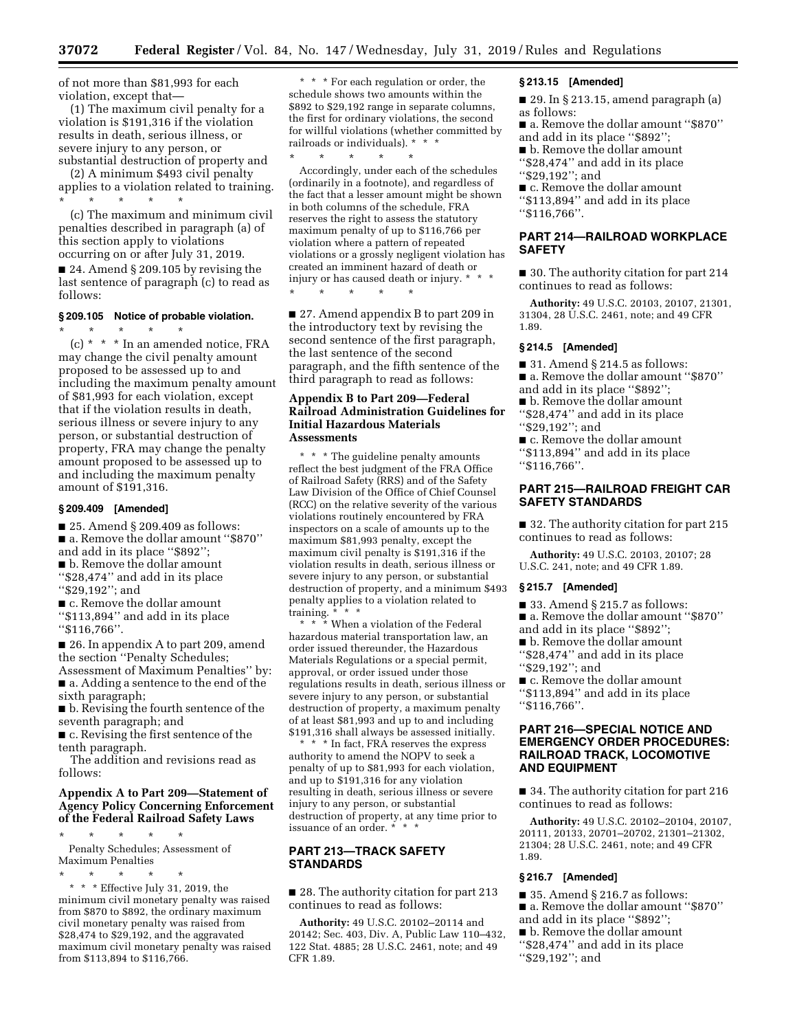of not more than $81,993 for each violation, except that—

(1) The maximum civil penalty for a violation is $191,316 if the violation results in death, serious illness, or severe injury to any person, or substantial destruction of property and

(2) A minimum $493 civil penalty applies to a violation related to training.

\* \* \* \* \*

(c) The maximum and minimum civil penalties described in paragraph (a) of this section apply to violations occurring on or after July 31, 2019.

■ 24. Amend § 209.105 by revising the last sentence of paragraph (c) to read as follows:

### § 209.105 Notice of probable violation.

\* \* \* \* \*

(c) \* \* \* In an amended notice, FRA may change the civil penalty amount proposed to be assessed up to and including the maximum penalty amount of $81,993 for each violation, except that if the violation results in death, serious illness or severe injury to any person, or substantial destruction of property, FRA may change the penalty amount proposed to be assessed up to and including the maximum penalty amount of $191,316.

### § 209.409 [Amended]

■ 25. Amend § 209.409 as follows:

■ a. Remove the dollar amount "$870" and add in its place "$892";

■ b. Remove the dollar amount "$28,474" and add in its place "$29,192"; and

■ c. Remove the dollar amount "$113,894" and add in its place "$116,766".

■ 26. In appendix A to part 209, amend the section "Penalty Schedules; Assessment of Maximum Penalties" by:

■ a. Adding a sentence to the end of the sixth paragraph;

■ b. Revising the fourth sentence of the seventh paragraph; and

■ c. Revising the first sentence of the tenth paragraph.

The addition and revisions read as follows:

### Appendix A to Part 209—Statement of Agency Policy Concerning Enforcement of the Federal Railroad Safety Laws

\* \* \* \* \*

Penalty Schedules; Assessment of Maximum Penalties

\* \* \* \* \*

\* \* \* Effective July 31, 2019, the minimum civil monetary penalty was raised from $870 to $892, the ordinary maximum civil monetary penalty was raised from $28,474 to $29,192, and the aggravated maximum civil monetary penalty was raised from $113,894 to $116,766.

\* \* \* For each regulation or order, the schedule shows two amounts within the $892 to $29,192 range in separate columns, the first for ordinary violations, the second for willful violations (whether committed by railroads or individuals). \* \* \*

\* \* \* \* \*

Accordingly, under each of the schedules (ordinarily in a footnote), and regardless of the fact that a lesser amount might be shown in both columns of the schedule, FRA reserves the right to assess the statutory maximum penalty of up to $116,766 per violation where a pattern of repeated violations or a grossly negligent violation has created an imminent hazard of death or injury or has caused death or injury. \* \* \*

\* \* \* \* \*

■ 27. Amend appendix B to part 209 in the introductory text by revising the second sentence of the first paragraph, the last sentence of the second paragraph, and the fifth sentence of the third paragraph to read as follows:

### Appendix B to Part 209—Federal Railroad Administration Guidelines for Initial Hazardous Materials Assessments

\* \* \* The guideline penalty amounts reflect the best judgment of the FRA Office of Railroad Safety (RRS) and of the Safety Law Division of the Office of Chief Counsel (RCC) on the relative severity of the various violations routinely encountered by FRA inspectors on a scale of amounts up to the maximum $81,993 penalty, except the maximum civil penalty is $191,316 if the violation results in death, serious illness or severe injury to any person, or substantial destruction of property, and a minimum $493 penalty applies to a violation related to training. \* \* \*

\* \* \* When a violation of the Federal hazardous material transportation law, an order issued thereunder, the Hazardous Materials Regulations or a special permit, approval, or order issued under those regulations results in death, serious illness or severe injury to any person, or substantial destruction of property, a maximum penalty of at least $81,993 and up to and including $191,316 shall always be assessed initially.

\* \* \* In fact, FRA reserves the express authority to amend the NOPV to seek a penalty of up to $81,993 for each violation, and up to $191,316 for any violation resulting in death, serious illness or severe injury to any person, or substantial destruction of property, at any time prior to issuance of an order. \* \* \*

## PART 213—TRACK SAFETY STANDARDS

■ 28. The authority citation for part 213 continues to read as follows:

**Authority:** 49 U.S.C. 20102–20114 and 20142; Sec. 403, Div. A, Public Law 110–432, 122 Stat. 4885; 28 U.S.C. 2461, note; and 49 CFR 1.89.

### § 213.15 [Amended]

■ 29. In § 213.15, amend paragraph (a) as follows:

■ a. Remove the dollar amount "$870" and add in its place "$892";

■ b. Remove the dollar amount "$28,474" and add in its place "$29,192"; and

■ c. Remove the dollar amount "$113,894" and add in its place "$116,766".

## PART 214—RAILROAD WORKPLACE SAFETY

■ 30. The authority citation for part 214 continues to read as follows:

**Authority:** 49 U.S.C. 20103, 20107, 21301, 31304, 28 U.S.C. 2461, note; and 49 CFR 1.89.

### § 214.5 [Amended]

■ 31. Amend § 214.5 as follows:

■ a. Remove the dollar amount "$870" and add in its place "$892";

■ b. Remove the dollar amount "$28,474" and add in its place "$29,192"; and

■ c. Remove the dollar amount "$113,894" and add in its place "$116,766".

## PART 215—RAILROAD FREIGHT CAR SAFETY STANDARDS

■ 32. The authority citation for part 215 continues to read as follows:

**Authority:** 49 U.S.C. 20103, 20107; 28 U.S.C. 241, note; and 49 CFR 1.89.

### § 215.7 [Amended]

■ 33. Amend § 215.7 as follows:

■ a. Remove the dollar amount "$870" and add in its place "$892";

■ b. Remove the dollar amount "$28,474" and add in its place "$29,192"; and

■ c. Remove the dollar amount "$113,894" and add in its place "$116,766".

## PART 216—SPECIAL NOTICE AND EMERGENCY ORDER PROCEDURES: RAILROAD TRACK, LOCOMOTIVE AND EQUIPMENT

■ 34. The authority citation for part 216 continues to read as follows:

**Authority:** 49 U.S.C. 20102–20104, 20107, 20111, 20133, 20701–20702, 21301–21302, 21304; 28 U.S.C. 2461, note; and 49 CFR 1.89.

### § 216.7 [Amended]

■ 35. Amend § 216.7 as follows:

■ a. Remove the dollar amount "$870" and add in its place "$892";

■ b. Remove the dollar amount "$28,474" and add in its place "$29,192"; and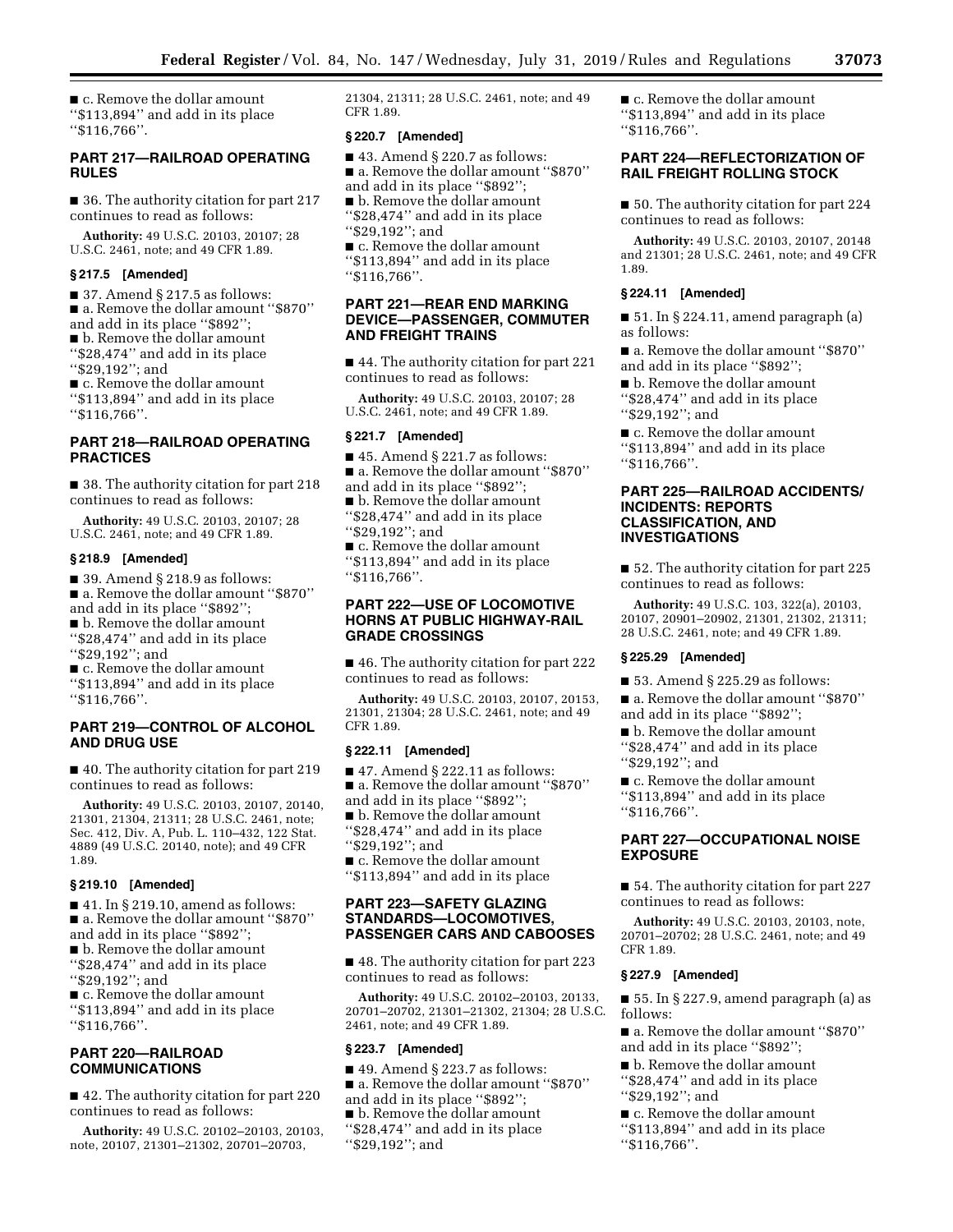■ c. Remove the dollar amount ''$113,894'' and add in its place ''$116,766''.

## PART 217—RAILROAD OPERATING RULES

■ 36. The authority citation for part 217 continues to read as follows:

**Authority:** 49 U.S.C. 20103, 20107; 28 U.S.C. 2461, note; and 49 CFR 1.89.

### § 217.5 [Amended]

■ 37. Amend § 217.5 as follows:

■ a. Remove the dollar amount ''$870'' and add in its place ''$892'';

■ b. Remove the dollar amount ''$28,474'' and add in its place ''$29,192''; and

■ c. Remove the dollar amount ''$113,894'' and add in its place ''$116,766''.

## PART 218—RAILROAD OPERATING PRACTICES

■ 38. The authority citation for part 218 continues to read as follows:

**Authority:** 49 U.S.C. 20103, 20107; 28 U.S.C. 2461, note; and 49 CFR 1.89.

### § 218.9 [Amended]

■ 39. Amend § 218.9 as follows:

■ a. Remove the dollar amount ''$870'' and add in its place ''$892'';

■ b. Remove the dollar amount ''$28,474'' and add in its place ''$29,192''; and

■ c. Remove the dollar amount ''$113,894'' and add in its place ''$116,766''.

## PART 219—CONTROL OF ALCOHOL AND DRUG USE

■ 40. The authority citation for part 219 continues to read as follows:

**Authority:** 49 U.S.C. 20103, 20107, 20140, 21301, 21304, 21311; 28 U.S.C. 2461, note; Sec. 412, Div. A, Pub. L. 110–432, 122 Stat. 4889 (49 U.S.C. 20140, note); and 49 CFR 1.89.

### § 219.10 [Amended]

■ 41. In § 219.10, amend as follows:

■ a. Remove the dollar amount ''$870'' and add in its place ''$892'';

■ b. Remove the dollar amount ''$28,474'' and add in its place ''$29,192''; and

■ c. Remove the dollar amount ''$113,894'' and add in its place ''$116,766''.

## PART 220—RAILROAD COMMUNICATIONS

■ 42. The authority citation for part 220 continues to read as follows:

**Authority:** 49 U.S.C. 20102–20103, 20103, note, 20107, 21301–21302, 20701–20703, 21304, 21311; 28 U.S.C. 2461, note; and 49 CFR 1.89.

### § 220.7 [Amended]

■ 43. Amend § 220.7 as follows:

■ a. Remove the dollar amount ''$870'' and add in its place ''$892'';

■ b. Remove the dollar amount ''$28,474'' and add in its place ''$29,192''; and

■ c. Remove the dollar amount ''$113,894'' and add in its place ''$116,766''.

## PART 221—REAR END MARKING DEVICE—PASSENGER, COMMUTER AND FREIGHT TRAINS

■ 44. The authority citation for part 221 continues to read as follows:

**Authority:** 49 U.S.C. 20103, 20107; 28 U.S.C. 2461, note; and 49 CFR 1.89.

### § 221.7 [Amended]

■ 45. Amend § 221.7 as follows:

■ a. Remove the dollar amount ''$870'' and add in its place ''$892'';

■ b. Remove the dollar amount ''$28,474'' and add in its place ''$29,192''; and

■ c. Remove the dollar amount ''$113,894'' and add in its place ''$116,766''.

## PART 222—USE OF LOCOMOTIVE HORNS AT PUBLIC HIGHWAY-RAIL GRADE CROSSINGS

■ 46. The authority citation for part 222 continues to read as follows:

**Authority:** 49 U.S.C. 20103, 20107, 20153, 21301, 21304; 28 U.S.C. 2461, note; and 49 CFR 1.89.

### § 222.11 [Amended]

■ 47. Amend § 222.11 as follows:

■ a. Remove the dollar amount ''$870'' and add in its place ''$892'';

■ b. Remove the dollar amount ''$28,474'' and add in its place ''$29,192''; and

■ c. Remove the dollar amount ''$113,894'' and add in its place

## PART 223—SAFETY GLAZING STANDARDS—LOCOMOTIVES, PASSENGER CARS AND CABOOSES

■ 48. The authority citation for part 223 continues to read as follows:

**Authority:** 49 U.S.C. 20102–20103, 20133, 20701–20702, 21301–21302, 21304; 28 U.S.C. 2461, note; and 49 CFR 1.89.

### § 223.7 [Amended]

■ 49. Amend § 223.7 as follows:

■ a. Remove the dollar amount ''$870'' and add in its place ''$892'';

■ b. Remove the dollar amount ''$28,474'' and add in its place ''$29,192''; and

■ c. Remove the dollar amount ''$113,894'' and add in its place ''$116,766''.

## PART 224—REFLECTORIZATION OF RAIL FREIGHT ROLLING STOCK

■ 50. The authority citation for part 224 continues to read as follows:

**Authority:** 49 U.S.C. 20103, 20107, 20148 and 21301; 28 U.S.C. 2461, note; and 49 CFR 1.89.

### § 224.11 [Amended]

■ 51. In § 224.11, amend paragraph (a) as follows:

■ a. Remove the dollar amount ''$870'' and add in its place ''$892'';

■ b. Remove the dollar amount ''$28,474'' and add in its place ''$29,192''; and

■ c. Remove the dollar amount ''$113,894'' and add in its place ''$116,766''.

## PART 225—RAILROAD ACCIDENTS/INCIDENTS: REPORTS CLASSIFICATION, AND INVESTIGATIONS

■ 52. The authority citation for part 225 continues to read as follows:

**Authority:** 49 U.S.C. 103, 322(a), 20103, 20107, 20901–20902, 21301, 21302, 21311; 28 U.S.C. 2461, note; and 49 CFR 1.89.

### § 225.29 [Amended]

■ 53. Amend § 225.29 as follows:

■ a. Remove the dollar amount ''$870'' and add in its place ''$892'';

■ b. Remove the dollar amount ''$28,474'' and add in its place ''$29,192''; and

■ c. Remove the dollar amount ''$113,894'' and add in its place ''$116,766''.

## PART 227—OCCUPATIONAL NOISE EXPOSURE

■ 54. The authority citation for part 227 continues to read as follows:

**Authority:** 49 U.S.C. 20103, 20103, note, 20701–20702; 28 U.S.C. 2461, note; and 49 CFR 1.89.

### § 227.9 [Amended]

■ 55. In § 227.9, amend paragraph (a) as follows:

■ a. Remove the dollar amount ''$870'' and add in its place ''$892'';

■ b. Remove the dollar amount ''$28,474'' and add in its place ''$29,192''; and

■ c. Remove the dollar amount ''$113,894'' and add in its place ''$116,766''.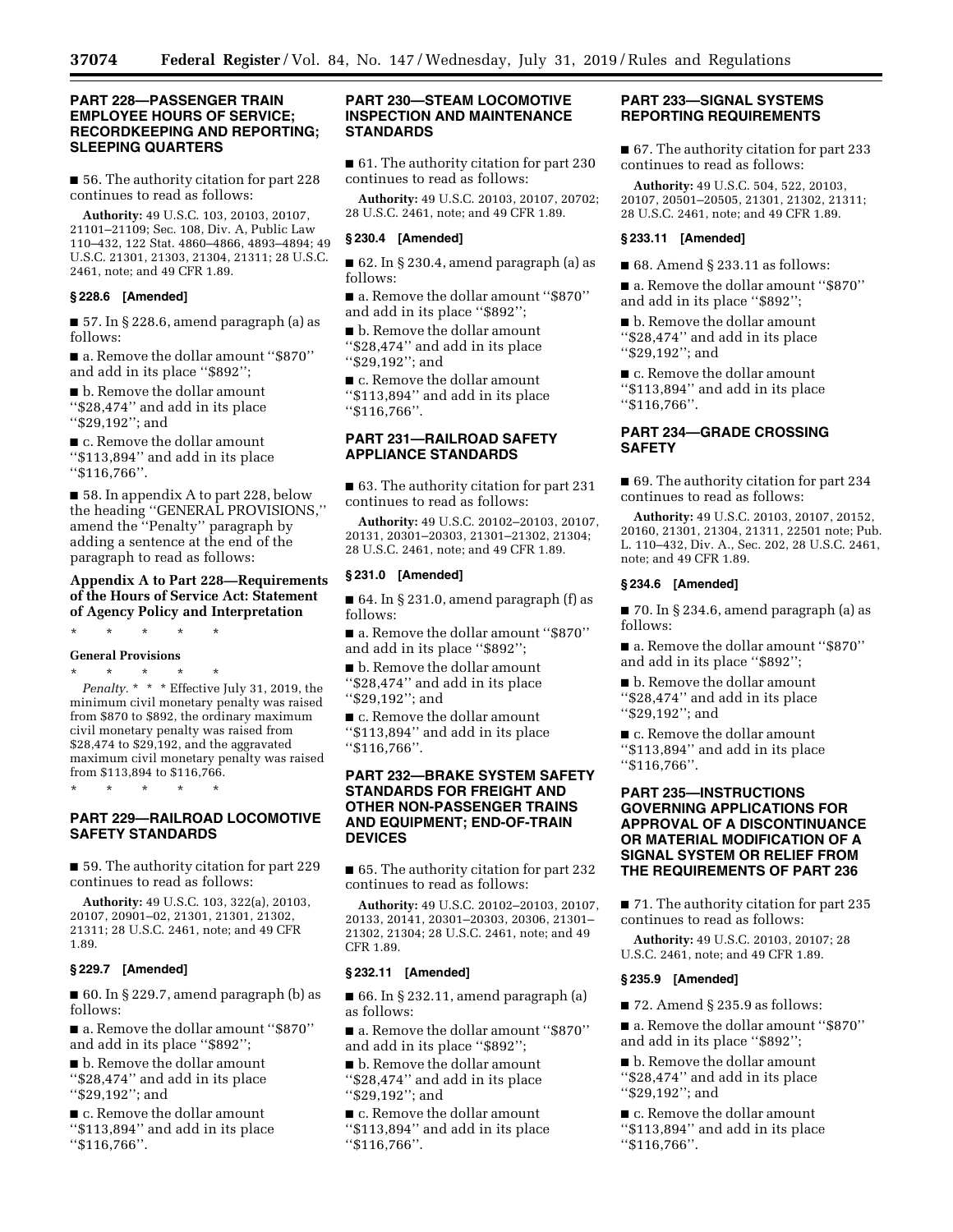## PART 228—PASSENGER TRAIN EMPLOYEE HOURS OF SERVICE; RECORDKEEPING AND REPORTING; SLEEPING QUARTERS

■ 56. The authority citation for part 228 continues to read as follows:

**Authority:** 49 U.S.C. 103, 20103, 20107, 21101–21109; Sec. 108, Div. A, Public Law 110–432, 122 Stat. 4860–4866, 4893–4894; 49 U.S.C. 21301, 21303, 21304, 21311; 28 U.S.C. 2461, note; and 49 CFR 1.89.

### § 228.6 [Amended]

■ 57. In § 228.6, amend paragraph (a) as follows:

■ a. Remove the dollar amount ''$870'' and add in its place ''$892'';

■ b. Remove the dollar amount ''$28,474'' and add in its place ''$29,192''; and

■ c. Remove the dollar amount ''$113,894'' and add in its place ''$116,766''.

■ 58. In appendix A to part 228, below the heading ''GENERAL PROVISIONS,'' amend the ''Penalty'' paragraph by adding a sentence at the end of the paragraph to read as follows:

### Appendix A to Part 228—Requirements of the Hours of Service Act: Statement of Agency Policy and Interpretation

\* \* \* \* \*

**General Provisions**

\* \* \* \* \*

*Penalty.* \* \* \* Effective July 31, 2019, the minimum civil monetary penalty was raised from $870 to $892, the ordinary maximum civil monetary penalty was raised from $28,474 to $29,192, and the aggravated maximum civil monetary penalty was raised from $113,894 to $116,766.

\* \* \* \* \*

## PART 229—RAILROAD LOCOMOTIVE SAFETY STANDARDS

■ 59. The authority citation for part 229 continues to read as follows:

**Authority:** 49 U.S.C. 103, 322(a), 20103, 20107, 20901–02, 21301, 21301, 21302, 21311; 28 U.S.C. 2461, note; and 49 CFR 1.89.

### § 229.7 [Amended]

■ 60. In § 229.7, amend paragraph (b) as follows:

■ a. Remove the dollar amount ''$870'' and add in its place ''$892'';

■ b. Remove the dollar amount ''$28,474'' and add in its place ''$29,192''; and

■ c. Remove the dollar amount ''$113,894'' and add in its place ''$116,766''.

## PART 230—STEAM LOCOMOTIVE INSPECTION AND MAINTENANCE STANDARDS

■ 61. The authority citation for part 230 continues to read as follows:

**Authority:** 49 U.S.C. 20103, 20107, 20702; 28 U.S.C. 2461, note; and 49 CFR 1.89.

### § 230.4 [Amended]

■ 62. In § 230.4, amend paragraph (a) as follows:

■ a. Remove the dollar amount ''$870'' and add in its place ''$892'';

■ b. Remove the dollar amount ''$28,474'' and add in its place ''$29,192''; and

■ c. Remove the dollar amount ''$113,894'' and add in its place ''$116,766''.

## PART 231—RAILROAD SAFETY APPLIANCE STANDARDS

■ 63. The authority citation for part 231 continues to read as follows:

**Authority:** 49 U.S.C. 20102–20103, 20107, 20131, 20301–20303, 21301–21302, 21304; 28 U.S.C. 2461, note; and 49 CFR 1.89.

### § 231.0 [Amended]

■ 64. In § 231.0, amend paragraph (f) as follows:

■ a. Remove the dollar amount ''$870'' and add in its place ''$892'';

■ b. Remove the dollar amount ''$28,474'' and add in its place ''$29,192''; and

■ c. Remove the dollar amount ''$113,894'' and add in its place ''$116,766''.

## PART 232—BRAKE SYSTEM SAFETY STANDARDS FOR FREIGHT AND OTHER NON-PASSENGER TRAINS AND EQUIPMENT; END-OF-TRAIN DEVICES

■ 65. The authority citation for part 232 continues to read as follows:

**Authority:** 49 U.S.C. 20102–20103, 20107, 20133, 20141, 20301–20303, 20306, 21301–21302, 21304; 28 U.S.C. 2461, note; and 49 CFR 1.89.

### § 232.11 [Amended]

■ 66. In § 232.11, amend paragraph (a) as follows:

■ a. Remove the dollar amount ''$870'' and add in its place ''$892'';

■ b. Remove the dollar amount ''$28,474'' and add in its place ''$29,192''; and

■ c. Remove the dollar amount ''$113,894'' and add in its place ''$116,766''.

## PART 233—SIGNAL SYSTEMS REPORTING REQUIREMENTS

■ 67. The authority citation for part 233 continues to read as follows:

**Authority:** 49 U.S.C. 504, 522, 20103, 20107, 20501–20505, 21301, 21302, 21311; 28 U.S.C. 2461, note; and 49 CFR 1.89.

### § 233.11 [Amended]

■ 68. Amend § 233.11 as follows:

■ a. Remove the dollar amount ''$870'' and add in its place ''$892'';

■ b. Remove the dollar amount ''$28,474'' and add in its place ''$29,192''; and

■ c. Remove the dollar amount ''$113,894'' and add in its place ''$116,766''.

## PART 234—GRADE CROSSING SAFETY

■ 69. The authority citation for part 234 continues to read as follows:

**Authority:** 49 U.S.C. 20103, 20107, 20152, 20160, 21301, 21304, 21311, 22501 note; Pub. L. 110–432, Div. A., Sec. 202, 28 U.S.C. 2461, note; and 49 CFR 1.89.

### § 234.6 [Amended]

■ 70. In § 234.6, amend paragraph (a) as follows:

■ a. Remove the dollar amount ''$870'' and add in its place ''$892'';

■ b. Remove the dollar amount ''$28,474'' and add in its place ''$29,192''; and

■ c. Remove the dollar amount ''$113,894'' and add in its place ''$116,766''.

## PART 235—INSTRUCTIONS GOVERNING APPLICATIONS FOR APPROVAL OF A DISCONTINUANCE OR MATERIAL MODIFICATION OF A SIGNAL SYSTEM OR RELIEF FROM THE REQUIREMENTS OF PART 236

■ 71. The authority citation for part 235 continues to read as follows:

**Authority:** 49 U.S.C. 20103, 20107; 28 U.S.C. 2461, note; and 49 CFR 1.89.

### § 235.9 [Amended]

■ 72. Amend § 235.9 as follows:

■ a. Remove the dollar amount ''$870'' and add in its place ''$892'';

■ b. Remove the dollar amount ''$28,474'' and add in its place ''$29,192''; and

■ c. Remove the dollar amount ''$113,894'' and add in its place ''$116,766''.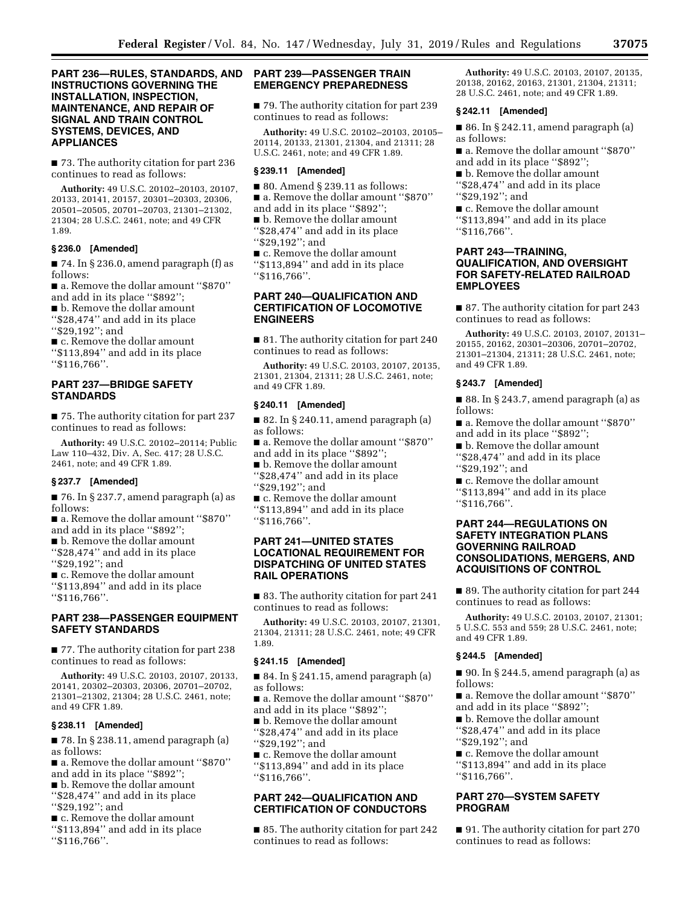## PART 236—RULES, STANDARDS, AND INSTRUCTIONS GOVERNING THE INSTALLATION, INSPECTION, MAINTENANCE, AND REPAIR OF SIGNAL AND TRAIN CONTROL SYSTEMS, DEVICES, AND APPLIANCES

■ 73. The authority citation for part 236 continues to read as follows:

**Authority:** 49 U.S.C. 20102–20103, 20107, 20133, 20141, 20157, 20301–20303, 20306, 20501–20505, 20701–20703, 21301–21302, 21304; 28 U.S.C. 2461, note; and 49 CFR 1.89.

### § 236.0 [Amended]

■ 74. In § 236.0, amend paragraph (f) as follows:

■ a. Remove the dollar amount ''$870'' and add in its place ''$892'';

■ b. Remove the dollar amount ''$28,474'' and add in its place ''$29,192''; and

■ c. Remove the dollar amount ''$113,894'' and add in its place ''$116,766''.

## PART 237—BRIDGE SAFETY STANDARDS

■ 75. The authority citation for part 237 continues to read as follows:

**Authority:** 49 U.S.C. 20102–20114; Public Law 110–432, Div. A, Sec. 417; 28 U.S.C. 2461, note; and 49 CFR 1.89.

### § 237.7 [Amended]

■ 76. In § 237.7, amend paragraph (a) as follows:

■ a. Remove the dollar amount ''$870'' and add in its place ''$892'';

■ b. Remove the dollar amount ''$28,474'' and add in its place ''$29,192''; and

■ c. Remove the dollar amount ''$113,894'' and add in its place ''$116,766''.

## PART 238—PASSENGER EQUIPMENT SAFETY STANDARDS

■ 77. The authority citation for part 238 continues to read as follows:

**Authority:** 49 U.S.C. 20103, 20107, 20133, 20141, 20302–20303, 20306, 20701–20702, 21301–21302, 21304; 28 U.S.C. 2461, note; and 49 CFR 1.89.

### § 238.11 [Amended]

■ 78. In § 238.11, amend paragraph (a) as follows:

■ a. Remove the dollar amount ''$870'' and add in its place ''$892'';

■ b. Remove the dollar amount ''$28,474'' and add in its place ''$29,192''; and

■ c. Remove the dollar amount ''$113,894'' and add in its place ''$116,766''.

## PART 239—PASSENGER TRAIN EMERGENCY PREPAREDNESS

■ 79. The authority citation for part 239 continues to read as follows:

**Authority:** 49 U.S.C. 20102–20103, 20105–20114, 20133, 21301, 21304, and 21311; 28 U.S.C. 2461, note; and 49 CFR 1.89.

### § 239.11 [Amended]

■ 80. Amend § 239.11 as follows:

■ a. Remove the dollar amount ''$870'' and add in its place ''$892'';

■ b. Remove the dollar amount ''$28,474'' and add in its place ''$29,192''; and

■ c. Remove the dollar amount ''$113,894'' and add in its place ''$116,766''.

## PART 240—QUALIFICATION AND CERTIFICATION OF LOCOMOTIVE ENGINEERS

■ 81. The authority citation for part 240 continues to read as follows:

**Authority:** 49 U.S.C. 20103, 20107, 20135, 21301, 21304, 21311; 28 U.S.C. 2461, note; and 49 CFR 1.89.

### § 240.11 [Amended]

■ 82. In § 240.11, amend paragraph (a) as follows:

■ a. Remove the dollar amount ''$870'' and add in its place ''$892'';

■ b. Remove the dollar amount ''$28,474'' and add in its place ''$29,192''; and

■ c. Remove the dollar amount ''$113,894'' and add in its place ''$116,766''.

## PART 241—UNITED STATES LOCATIONAL REQUIREMENT FOR DISPATCHING OF UNITED STATES RAIL OPERATIONS

■ 83. The authority citation for part 241 continues to read as follows:

**Authority:** 49 U.S.C. 20103, 20107, 21301, 21304, 21311; 28 U.S.C. 2461, note; 49 CFR 1.89.

### § 241.15 [Amended]

■ 84. In § 241.15, amend paragraph (a) as follows:

■ a. Remove the dollar amount ''$870'' and add in its place ''$892'';

■ b. Remove the dollar amount ''$28,474'' and add in its place ''$29,192''; and

■ c. Remove the dollar amount ''$113,894'' and add in its place ''$116,766''.

## PART 242—QUALIFICATION AND CERTIFICATION OF CONDUCTORS

■ 85. The authority citation for part 242 continues to read as follows:

**Authority:** 49 U.S.C. 20103, 20107, 20135, 20138, 20162, 20163, 21301, 21304, 21311; 28 U.S.C. 2461, note; and 49 CFR 1.89.

### § 242.11 [Amended]

■ 86. In § 242.11, amend paragraph (a) as follows:

■ a. Remove the dollar amount ''$870'' and add in its place ''$892'';

■ b. Remove the dollar amount ''$28,474'' and add in its place ''$29,192''; and

■ c. Remove the dollar amount ''$113,894'' and add in its place ''$116,766''.

## PART 243—TRAINING, QUALIFICATION, AND OVERSIGHT FOR SAFETY-RELATED RAILROAD EMPLOYEES

■ 87. The authority citation for part 243 continues to read as follows:

**Authority:** 49 U.S.C. 20103, 20107, 20131–20155, 20162, 20301–20306, 20701–20702, 21301–21304, 21311; 28 U.S.C. 2461, note; and 49 CFR 1.89.

### § 243.7 [Amended]

■ 88. In § 243.7, amend paragraph (a) as follows:

■ a. Remove the dollar amount ''$870'' and add in its place ''$892'';

■ b. Remove the dollar amount ''$28,474'' and add in its place ''$29,192''; and

■ c. Remove the dollar amount ''$113,894'' and add in its place ''$116,766''.

## PART 244—REGULATIONS ON SAFETY INTEGRATION PLANS GOVERNING RAILROAD CONSOLIDATIONS, MERGERS, AND ACQUISITIONS OF CONTROL

■ 89. The authority citation for part 244 continues to read as follows:

**Authority:** 49 U.S.C. 20103, 20107, 21301; 5 U.S.C. 553 and 559; 28 U.S.C. 2461, note; and 49 CFR 1.89.

### § 244.5 [Amended]

■ 90. In § 244.5, amend paragraph (a) as follows:

■ a. Remove the dollar amount ''$870'' and add in its place ''$892'';

■ b. Remove the dollar amount ''$28,474'' and add in its place ''$29,192''; and

■ c. Remove the dollar amount ''$113,894'' and add in its place ''$116,766''.

## PART 270—SYSTEM SAFETY PROGRAM

■ 91. The authority citation for part 270 continues to read as follows: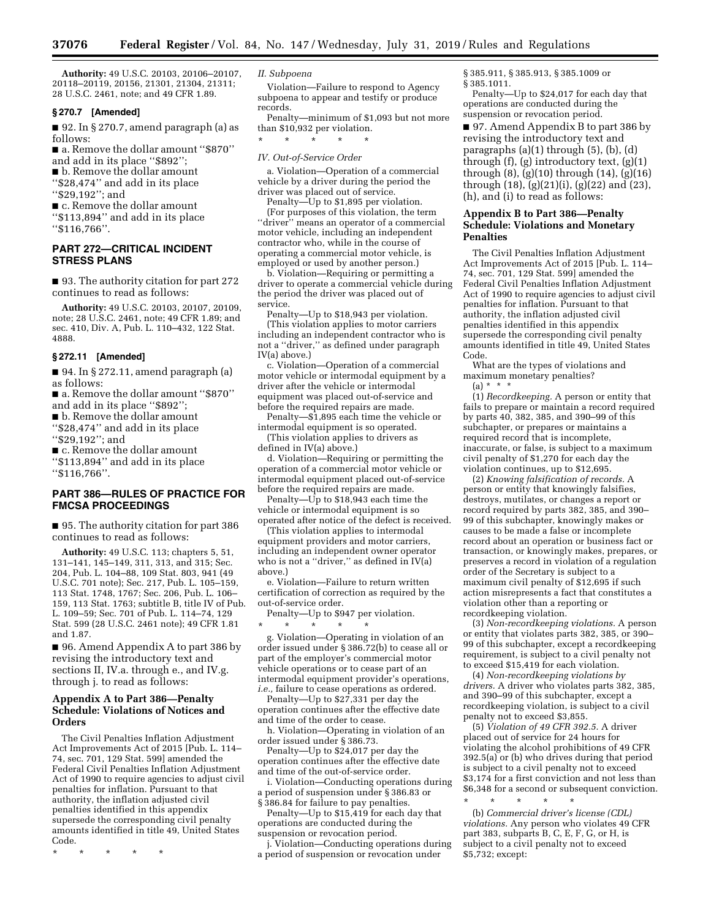**Authority:** 49 U.S.C. 20103, 20106–20107, 20118–20119, 20156, 21301, 21304, 21311; 28 U.S.C. 2461, note; and 49 CFR 1.89.

### § 270.7 [Amended]

■ 92. In § 270.7, amend paragraph (a) as follows:

■ a. Remove the dollar amount ''$870'' and add in its place ''$892'';

■ b. Remove the dollar amount ''$28,474'' and add in its place ''$29,192''; and

■ c. Remove the dollar amount ''$113,894'' and add in its place ''$116,766''.

## PART 272—CRITICAL INCIDENT STRESS PLANS

■ 93. The authority citation for part 272 continues to read as follows:

**Authority:** 49 U.S.C. 20103, 20107, 20109, note; 28 U.S.C. 2461, note; 49 CFR 1.89; and sec. 410, Div. A, Pub. L. 110–432, 122 Stat. 4888.

### § 272.11 [Amended]

■ 94. In § 272.11, amend paragraph (a) as follows:

■ a. Remove the dollar amount ''$870'' and add in its place ''$892'';

■ b. Remove the dollar amount ''$28,474'' and add in its place ''$29,192''; and

■ c. Remove the dollar amount ''$113,894'' and add in its place ''$116,766''.

## PART 386—RULES OF PRACTICE FOR FMCSA PROCEEDINGS

■ 95. The authority citation for part 386 continues to read as follows:

**Authority:** 49 U.S.C. 113; chapters 5, 51, 131–141, 145–149, 311, 313, and 315; Sec. 204, Pub. L. 104–88, 109 Stat. 803, 941 (49 U.S.C. 701 note); Sec. 217, Pub. L. 105–159, 113 Stat. 1748, 1767; Sec. 206, Pub. L. 106–159, 113 Stat. 1763; subtitle B, title IV of Pub. L. 109–59; Sec. 701 of Pub. L. 114–74, 129 Stat. 599 (28 U.S.C. 2461 note); 49 CFR 1.81 and 1.87.

■ 96. Amend Appendix A to part 386 by revising the introductory text and sections II, IV.a. through e., and IV.g. through j. to read as follows:

### Appendix A to Part 386—Penalty Schedule: Violations of Notices and Orders

The Civil Penalties Inflation Adjustment Act Improvements Act of 2015 [Pub. L. 114–74, sec. 701, 129 Stat. 599] amended the Federal Civil Penalties Inflation Adjustment Act of 1990 to require agencies to adjust civil penalties for inflation. Pursuant to that authority, the inflation adjusted civil penalties identified in this appendix supersede the corresponding civil penalty amounts identified in title 49, United States Code.

\* \* \* \* \*

*II. Subpoena*

Violation—Failure to respond to Agency subpoena to appear and testify or produce records.

Penalty—minimum of $1,093 but not more than $10,932 per violation.

\* \* \* \* \*

*IV. Out-of-Service Order*

a. Violation—Operation of a commercial vehicle by a driver during the period the driver was placed out of service.

Penalty—Up to $1,895 per violation.

(For purposes of this violation, the term ''driver'' means an operator of a commercial motor vehicle, including an independent contractor who, while in the course of operating a commercial motor vehicle, is employed or used by another person.)

b. Violation—Requiring or permitting a driver to operate a commercial vehicle during the period the driver was placed out of service.

Penalty—Up to $18,943 per violation.

(This violation applies to motor carriers including an independent contractor who is not a ''driver,'' as defined under paragraph IV(a) above.)

c. Violation—Operation of a commercial motor vehicle or intermodal equipment by a driver after the vehicle or intermodal equipment was placed out-of-service and before the required repairs are made.

Penalty—$1,895 each time the vehicle or intermodal equipment is so operated.

(This violation applies to drivers as defined in IV(a) above.)

d. Violation—Requiring or permitting the operation of a commercial motor vehicle or intermodal equipment placed out-of-service before the required repairs are made.

Penalty—Up to $18,943 each time the vehicle or intermodal equipment is so operated after notice of the defect is received.

(This violation applies to intermodal equipment providers and motor carriers, including an independent owner operator who is not a ''driver,'' as defined in IV(a) above.)

e. Violation—Failure to return written certification of correction as required by the out-of-service order.

Penalty—Up to $947 per violation.

\* \* \* \* \*

g. Violation—Operating in violation of an order issued under § 386.72(b) to cease all or part of the employer's commercial motor vehicle operations or to cease part of an intermodal equipment provider's operations, *i.e.,* failure to cease operations as ordered.

Penalty—Up to $27,331 per day the operation continues after the effective date and time of the order to cease.

h. Violation—Operating in violation of an order issued under § 386.73.

Penalty—Up to $24,017 per day the operation continues after the effective date and time of the out-of-service order.

i. Violation—Conducting operations during a period of suspension under § 386.83 or § 386.84 for failure to pay penalties.

Penalty—Up to $15,419 for each day that operations are conducted during the suspension or revocation period.

j. Violation—Conducting operations during a period of suspension or revocation under § 385.911, § 385.913, § 385.1009 or § 385.1011.

Penalty—Up to $24,017 for each day that operations are conducted during the suspension or revocation period.

■ 97. Amend Appendix B to part 386 by revising the introductory text and paragraphs (a)(1) through (5), (b), (d) through (f), (g) introductory text, (g)(1) through (8), (g)(10) through (14), (g)(16) through (18), (g)(21)(i), (g)(22) and (23), (h), and (i) to read as follows:

### Appendix B to Part 386—Penalty Schedule: Violations and Monetary Penalties

The Civil Penalties Inflation Adjustment Act Improvements Act of 2015 [Pub. L. 114–74, sec. 701, 129 Stat. 599] amended the Federal Civil Penalties Inflation Adjustment Act of 1990 to require agencies to adjust civil penalties for inflation. Pursuant to that authority, the inflation adjusted civil penalties identified in this appendix supersede the corresponding civil penalty amounts identified in title 49, United States Code.

What are the types of violations and maximum monetary penalties?

(a) \* \* \*

(1) *Recordkeeping.* A person or entity that fails to prepare or maintain a record required by parts 40, 382, 385, and 390–99 of this subchapter, or prepares or maintains a required record that is incomplete, inaccurate, or false, is subject to a maximum civil penalty of $1,270 for each day the violation continues, up to $12,695.

(2) *Knowing falsification of records.* A person or entity that knowingly falsifies, destroys, mutilates, or changes a report or record required by parts 382, 385, and 390–99 of this subchapter, knowingly makes or causes to be made a false or incomplete record about an operation or business fact or transaction, or knowingly makes, prepares, or preserves a record in violation of a regulation order of the Secretary is subject to a maximum civil penalty of $12,695 if such action misrepresents a fact that constitutes a violation other than a reporting or recordkeeping violation.

(3) *Non-recordkeeping violations.* A person or entity that violates parts 382, 385, or 390–99 of this subchapter, except a recordkeeping requirement, is subject to a civil penalty not to exceed $15,419 for each violation.

(4) *Non-recordkeeping violations by drivers.* A driver who violates parts 382, 385, and 390–99 of this subchapter, except a recordkeeping violation, is subject to a civil penalty not to exceed $3,855.

(5) *Violation of 49 CFR 392.5.* A driver placed out of service for 24 hours for violating the alcohol prohibitions of 49 CFR 392.5(a) or (b) who drives during that period is subject to a civil penalty not to exceed $3,174 for a first conviction and not less than $6,348 for a second or subsequent conviction.

\* \* \* \* \*

(b) *Commercial driver's license (CDL) violations.* Any person who violates 49 CFR part 383, subparts B, C, E, F, G, or H, is subject to a civil penalty not to exceed $5,732; except: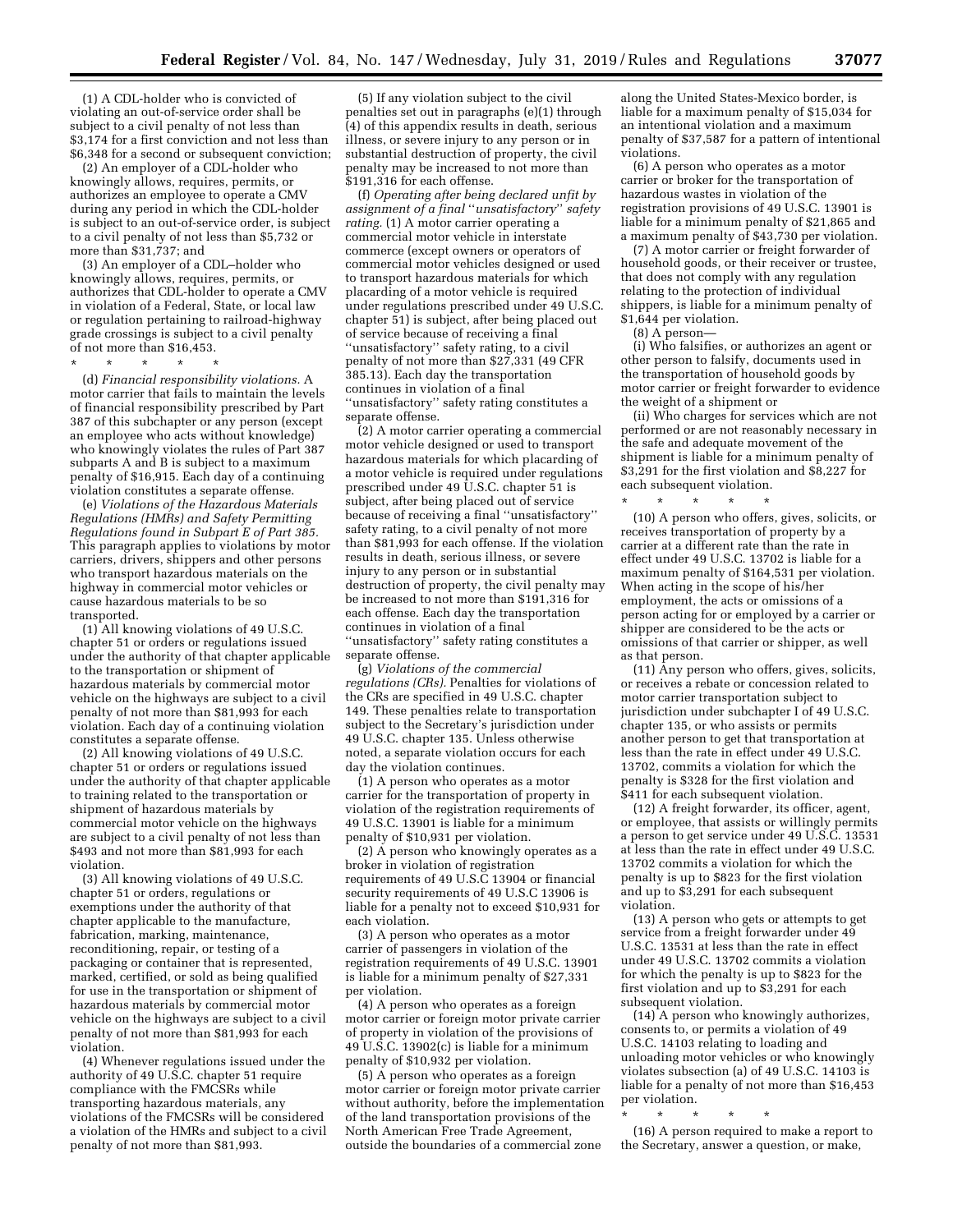(1) A CDL-holder who is convicted of violating an out-of-service order shall be subject to a civil penalty of not less than $3,174 for a first conviction and not less than $6,348 for a second or subsequent conviction;

(2) An employer of a CDL-holder who knowingly allows, requires, permits, or authorizes an employee to operate a CMV during any period in which the CDL-holder is subject to an out-of-service order, is subject to a civil penalty of not less than $5,732 or more than $31,737; and

(3) An employer of a CDL–holder who knowingly allows, requires, permits, or authorizes that CDL-holder to operate a CMV in violation of a Federal, State, or local law or regulation pertaining to railroad-highway grade crossings is subject to a civil penalty of not more than $16,453.

\* \* \* \* \*

(d) *Financial responsibility violations.* A motor carrier that fails to maintain the levels of financial responsibility prescribed by Part 387 of this subchapter or any person (except an employee who acts without knowledge) who knowingly violates the rules of Part 387 subparts A and B is subject to a maximum penalty of $16,915. Each day of a continuing violation constitutes a separate offense.

(e) *Violations of the Hazardous Materials Regulations (HMRs) and Safety Permitting Regulations found in Subpart E of Part 385.* This paragraph applies to violations by motor carriers, drivers, shippers and other persons who transport hazardous materials on the highway in commercial motor vehicles or cause hazardous materials to be so transported.

(1) All knowing violations of 49 U.S.C. chapter 51 or orders or regulations issued under the authority of that chapter applicable to the transportation or shipment of hazardous materials by commercial motor vehicle on the highways are subject to a civil penalty of not more than $81,993 for each violation. Each day of a continuing violation constitutes a separate offense.

(2) All knowing violations of 49 U.S.C. chapter 51 or orders or regulations issued under the authority of that chapter applicable to training related to the transportation or shipment of hazardous materials by commercial motor vehicle on the highways are subject to a civil penalty of not less than $493 and not more than $81,993 for each violation.

(3) All knowing violations of 49 U.S.C. chapter 51 or orders, regulations or exemptions under the authority of that chapter applicable to the manufacture, fabrication, marking, maintenance, reconditioning, repair, or testing of a packaging or container that is represented, marked, certified, or sold as being qualified for use in the transportation or shipment of hazardous materials by commercial motor vehicle on the highways are subject to a civil penalty of not more than $81,993 for each violation.

(4) Whenever regulations issued under the authority of 49 U.S.C. chapter 51 require compliance with the FMCSRs while transporting hazardous materials, any violations of the FMCSRs will be considered a violation of the HMRs and subject to a civil penalty of not more than $81,993.

(5) If any violation subject to the civil penalties set out in paragraphs (e)(1) through (4) of this appendix results in death, serious illness, or severe injury to any person or in substantial destruction of property, the civil penalty may be increased to not more than $191,316 for each offense.

(f) *Operating after being declared unfit by assignment of a final ''unsatisfactory'' safety rating.* (1) A motor carrier operating a commercial motor vehicle in interstate commerce (except owners or operators of commercial motor vehicles designed or used to transport hazardous materials for which placarding of a motor vehicle is required under regulations prescribed under 49 U.S.C. chapter 51) is subject, after being placed out of service because of receiving a final ''unsatisfactory'' safety rating, to a civil penalty of not more than $27,331 (49 CFR 385.13). Each day the transportation continues in violation of a final ''unsatisfactory'' safety rating constitutes a separate offense.

(2) A motor carrier operating a commercial motor vehicle designed or used to transport hazardous materials for which placarding of a motor vehicle is required under regulations prescribed under 49 U.S.C. chapter 51 is subject, after being placed out of service because of receiving a final ''unsatisfactory'' safety rating, to a civil penalty of not more than $81,993 for each offense. If the violation results in death, serious illness, or severe injury to any person or in substantial destruction of property, the civil penalty may be increased to not more than $191,316 for each offense. Each day the transportation continues in violation of a final ''unsatisfactory'' safety rating constitutes a separate offense.

(g) *Violations of the commercial regulations (CRs).* Penalties for violations of the CRs are specified in 49 U.S.C. chapter 149. These penalties relate to transportation subject to the Secretary's jurisdiction under 49 U.S.C. chapter 135. Unless otherwise noted, a separate violation occurs for each day the violation continues.

(1) A person who operates as a motor carrier for the transportation of property in violation of the registration requirements of 49 U.S.C. 13901 is liable for a minimum penalty of $10,931 per violation.

(2) A person who knowingly operates as a broker in violation of registration requirements of 49 U.S.C 13904 or financial security requirements of 49 U.S.C 13906 is liable for a penalty not to exceed $10,931 for each violation.

(3) A person who operates as a motor carrier of passengers in violation of the registration requirements of 49 U.S.C. 13901 is liable for a minimum penalty of $27,331 per violation.

(4) A person who operates as a foreign motor carrier or foreign motor private carrier of property in violation of the provisions of 49 U.S.C. 13902(c) is liable for a minimum penalty of $10,932 per violation.

(5) A person who operates as a foreign motor carrier or foreign motor private carrier without authority, before the implementation of the land transportation provisions of the North American Free Trade Agreement, outside the boundaries of a commercial zone along the United States-Mexico border, is liable for a maximum penalty of $15,034 for an intentional violation and a maximum penalty of $37,587 for a pattern of intentional violations.

(6) A person who operates as a motor carrier or broker for the transportation of hazardous wastes in violation of the registration provisions of 49 U.S.C. 13901 is liable for a minimum penalty of $21,865 and a maximum penalty of $43,730 per violation.

(7) A motor carrier or freight forwarder of household goods, or their receiver or trustee, that does not comply with any regulation relating to the protection of individual shippers, is liable for a minimum penalty of $1,644 per violation.

(8) A person—

(i) Who falsifies, or authorizes an agent or other person to falsify, documents used in the transportation of household goods by motor carrier or freight forwarder to evidence the weight of a shipment or

(ii) Who charges for services which are not performed or are not reasonably necessary in the safe and adequate movement of the shipment is liable for a minimum penalty of $3,291 for the first violation and $8,227 for each subsequent violation.

\* \* \* \* \*

(10) A person who offers, gives, solicits, or receives transportation of property by a carrier at a different rate than the rate in effect under 49 U.S.C. 13702 is liable for a maximum penalty of $164,531 per violation. When acting in the scope of his/her employment, the acts or omissions of a person acting for or employed by a carrier or shipper are considered to be the acts or omissions of that carrier or shipper, as well as that person.

(11) Any person who offers, gives, solicits, or receives a rebate or concession related to motor carrier transportation subject to jurisdiction under subchapter I of 49 U.S.C. chapter 135, or who assists or permits another person to get that transportation at less than the rate in effect under 49 U.S.C. 13702, commits a violation for which the penalty is $328 for the first violation and $411 for each subsequent violation.

(12) A freight forwarder, its officer, agent, or employee, that assists or willingly permits a person to get service under 49 U.S.C. 13531 at less than the rate in effect under 49 U.S.C. 13702 commits a violation for which the penalty is up to $823 for the first violation and up to $3,291 for each subsequent violation.

(13) A person who gets or attempts to get service from a freight forwarder under 49 U.S.C. 13531 at less than the rate in effect under 49 U.S.C. 13702 commits a violation for which the penalty is up to $823 for the first violation and up to $3,291 for each subsequent violation.

(14) A person who knowingly authorizes, consents to, or permits a violation of 49 U.S.C. 14103 relating to loading and unloading motor vehicles or who knowingly violates subsection (a) of 49 U.S.C. 14103 is liable for a penalty of not more than $16,453 per violation.

\* \* \* \* \*

(16) A person required to make a report to the Secretary, answer a question, or make,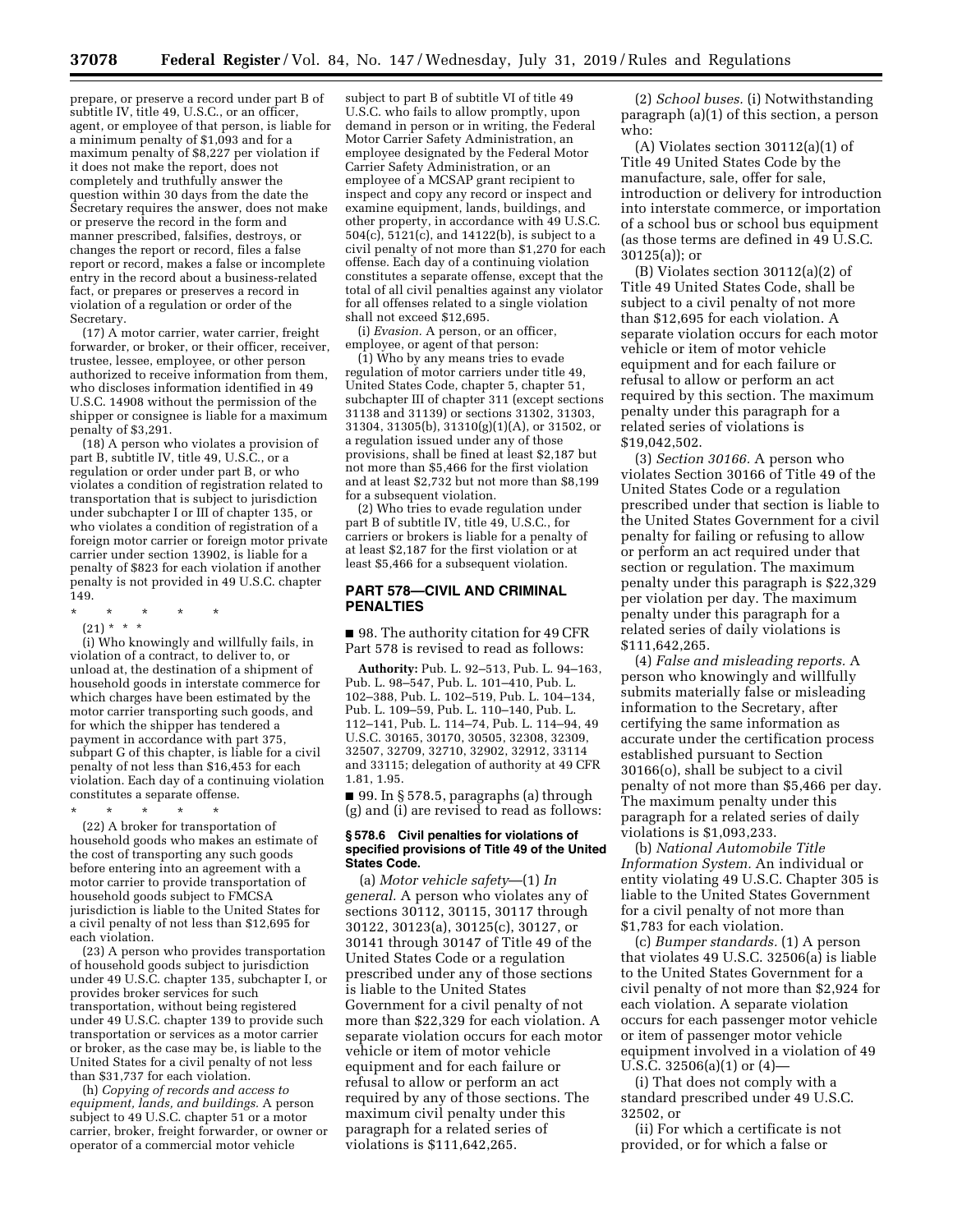prepare, or preserve a record under part B of subtitle IV, title 49, U.S.C., or an officer, agent, or employee of that person, is liable for a minimum penalty of $1,093 and for a maximum penalty of $8,227 per violation if it does not make the report, does not completely and truthfully answer the question within 30 days from the date the Secretary requires the answer, does not make or preserve the record in the form and manner prescribed, falsifies, destroys, or changes the report or record, files a false report or record, makes a false or incomplete entry in the record about a business-related fact, or prepares or preserves a record in violation of a regulation or order of the Secretary.

(17) A motor carrier, water carrier, freight forwarder, or broker, or their officer, receiver, trustee, lessee, employee, or other person authorized to receive information from them, who discloses information identified in 49 U.S.C. 14908 without the permission of the shipper or consignee is liable for a maximum penalty of $3,291.

(18) A person who violates a provision of part B, subtitle IV, title 49, U.S.C., or a regulation or order under part B, or who violates a condition of registration related to transportation that is subject to jurisdiction under subchapter I or III of chapter 135, or who violates a condition of registration of a foreign motor carrier or foreign motor private carrier under section 13902, is liable for a penalty of $823 for each violation if another penalty is not provided in 49 U.S.C. chapter 149.

\* \* \* \* \*

(21) \* \* \*

(i) Who knowingly and willfully fails, in violation of a contract, to deliver to, or unload at, the destination of a shipment of household goods in interstate commerce for which charges have been estimated by the motor carrier transporting such goods, and for which the shipper has tendered a payment in accordance with part 375, subpart G of this chapter, is liable for a civil penalty of not less than $16,453 for each violation. Each day of a continuing violation constitutes a separate offense.

\* \* \* \* \*

(22) A broker for transportation of household goods who makes an estimate of the cost of transporting any such goods before entering into an agreement with a motor carrier to provide transportation of household goods subject to FMCSA jurisdiction is liable to the United States for a civil penalty of not less than $12,695 for each violation.

(23) A person who provides transportation of household goods subject to jurisdiction under 49 U.S.C. chapter 135, subchapter I, or provides broker services for such transportation, without being registered under 49 U.S.C. chapter 139 to provide such transportation or services as a motor carrier or broker, as the case may be, is liable to the United States for a civil penalty of not less than $31,737 for each violation.

(h) *Copying of records and access to equipment, lands, and buildings.* A person subject to 49 U.S.C. chapter 51 or a motor carrier, broker, freight forwarder, or owner or operator of a commercial motor vehicle subject to part B of subtitle VI of title 49 U.S.C. who fails to allow promptly, upon demand in person or in writing, the Federal Motor Carrier Safety Administration, an employee designated by the Federal Motor Carrier Safety Administration, or an employee of a MCSAP grant recipient to inspect and copy any record or inspect and examine equipment, lands, buildings, and other property, in accordance with 49 U.S.C. 504(c), 5121(c), and 14122(b), is subject to a civil penalty of not more than $1,270 for each offense. Each day of a continuing violation constitutes a separate offense, except that the total of all civil penalties against any violator for all offenses related to a single violation shall not exceed $12,695.

(i) *Evasion.* A person, or an officer, employee, or agent of that person:

(1) Who by any means tries to evade regulation of motor carriers under title 49, United States Code, chapter 5, chapter 51, subchapter III of chapter 311 (except sections 31138 and 31139) or sections 31302, 31303, 31304, 31305(b), 31310(g)(1)(A), or 31502, or a regulation issued under any of those provisions, shall be fined at least $2,187 but not more than $5,466 for the first violation and at least $2,732 but not more than $8,199 for a subsequent violation.

(2) Who tries to evade regulation under part B of subtitle IV, title 49, U.S.C., for carriers or brokers is liable for a penalty of at least $2,187 for the first violation or at least $5,466 for a subsequent violation.

## PART 578—CIVIL AND CRIMINAL PENALTIES

■ 98. The authority citation for 49 CFR Part 578 is revised to read as follows:

**Authority:** Pub. L. 92–513, Pub. L. 94–163, Pub. L. 98–547, Pub. L. 101–410, Pub. L. 102–388, Pub. L. 102–519, Pub. L. 104–134, Pub. L. 109–59, Pub. L. 110–140, Pub. L. 112–141, Pub. L. 114–74, Pub. L. 114–94, 49 U.S.C. 30165, 30170, 30505, 32308, 32309, 32507, 32709, 32710, 32902, 32912, 33114 and 33115; delegation of authority at 49 CFR 1.81, 1.95.

■ 99. In § 578.5, paragraphs (a) through (g) and (i) are revised to read as follows:

### § 578.6 Civil penalties for violations of specified provisions of Title 49 of the United States Code.

(a) *Motor vehicle safety*—(1) *In general.* A person who violates any of sections 30112, 30115, 30117 through 30122, 30123(a), 30125(c), 30127, or 30141 through 30147 of Title 49 of the United States Code or a regulation prescribed under any of those sections is liable to the United States Government for a civil penalty of not more than $22,329 for each violation. A separate violation occurs for each motor vehicle or item of motor vehicle equipment and for each failure or refusal to allow or perform an act required by any of those sections. The maximum civil penalty under this paragraph for a related series of violations is $111,642,265.

(2) *School buses.* (i) Notwithstanding paragraph (a)(1) of this section, a person who:

(A) Violates section 30112(a)(1) of Title 49 United States Code by the manufacture, sale, offer for sale, introduction or delivery for introduction into interstate commerce, or importation of a school bus or school bus equipment (as those terms are defined in 49 U.S.C. 30125(a)); or

(B) Violates section 30112(a)(2) of Title 49 United States Code, shall be subject to a civil penalty of not more than $12,695 for each violation. A separate violation occurs for each motor vehicle or item of motor vehicle equipment and for each failure or refusal to allow or perform an act required by this section. The maximum penalty under this paragraph for a related series of violations is $19,042,502.

(3) *Section 30166.* A person who violates Section 30166 of Title 49 of the United States Code or a regulation prescribed under that section is liable to the United States Government for a civil penalty for failing or refusing to allow or perform an act required under that section or regulation. The maximum penalty under this paragraph is $22,329 per violation per day. The maximum penalty under this paragraph for a related series of daily violations is $111,642,265.

(4) *False and misleading reports.* A person who knowingly and willfully submits materially false or misleading information to the Secretary, after certifying the same information as accurate under the certification process established pursuant to Section 30166(o), shall be subject to a civil penalty of not more than $5,466 per day. The maximum penalty under this paragraph for a related series of daily violations is $1,093,233.

(b) *National Automobile Title Information System.* An individual or entity violating 49 U.S.C. Chapter 305 is liable to the United States Government for a civil penalty of not more than $1,783 for each violation.

(c) *Bumper standards.* (1) A person that violates 49 U.S.C. 32506(a) is liable to the United States Government for a civil penalty of not more than $2,924 for each violation. A separate violation occurs for each passenger motor vehicle or item of passenger motor vehicle equipment involved in a violation of 49 U.S.C. 32506(a)(1) or (4)—

(i) That does not comply with a standard prescribed under 49 U.S.C. 32502, or

(ii) For which a certificate is not provided, or for which a false or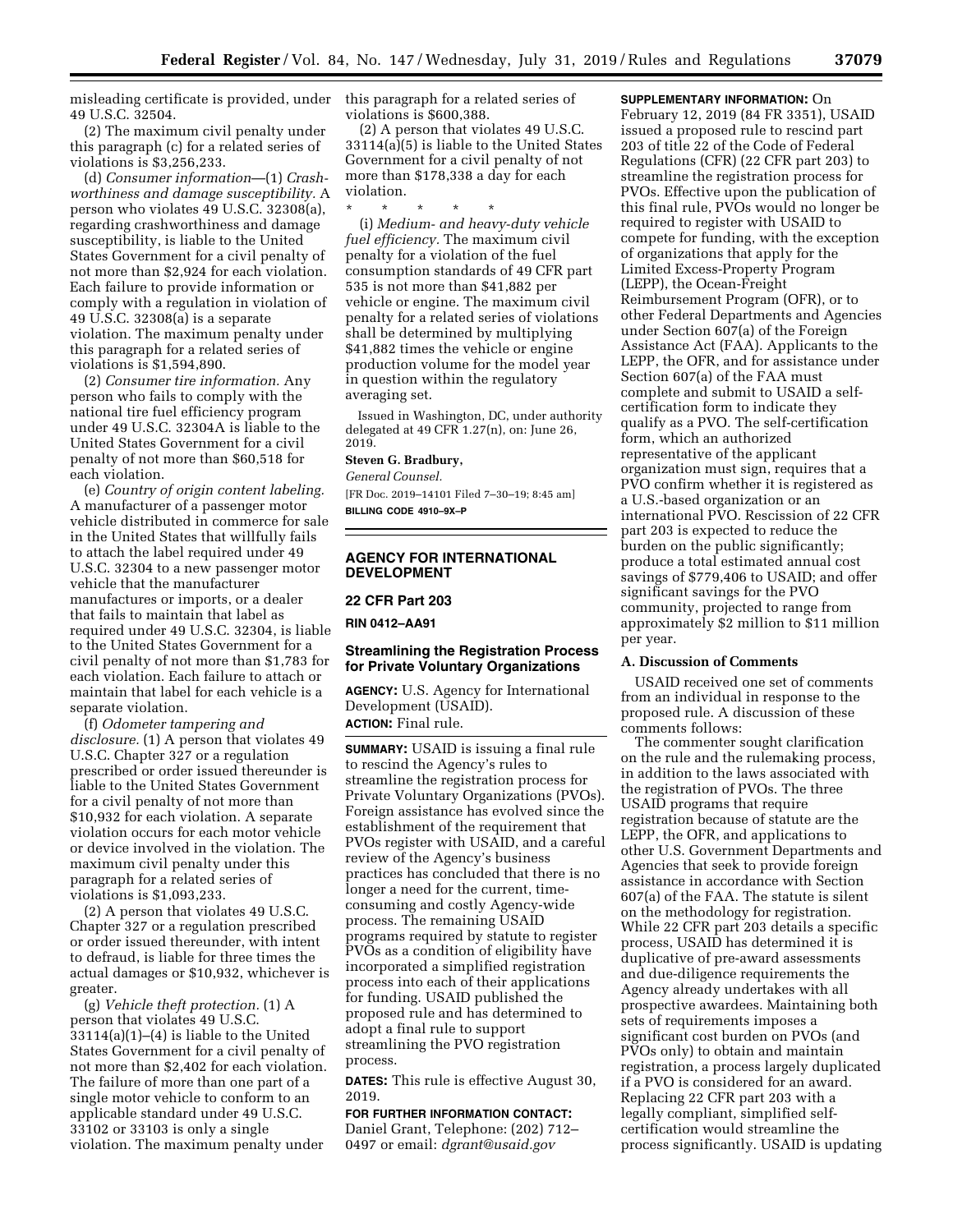misleading certificate is provided, under 49 U.S.C. 32504.

(2) The maximum civil penalty under this paragraph (c) for a related series of violations is $3,256,233.

(d) *Consumer information*—(1) *Crashworthiness and damage susceptibility.* A person who violates 49 U.S.C. 32308(a), regarding crashworthiness and damage susceptibility, is liable to the United States Government for a civil penalty of not more than $2,924 for each violation. Each failure to provide information or comply with a regulation in violation of 49 U.S.C. 32308(a) is a separate violation. The maximum penalty under this paragraph for a related series of violations is $1,594,890.

(2) *Consumer tire information.* Any person who fails to comply with the national tire fuel efficiency program under 49 U.S.C. 32304A is liable to the United States Government for a civil penalty of not more than $60,518 for each violation.

(e) *Country of origin content labeling.* A manufacturer of a passenger motor vehicle distributed in commerce for sale in the United States that willfully fails to attach the label required under 49 U.S.C. 32304 to a new passenger motor vehicle that the manufacturer manufactures or imports, or a dealer that fails to maintain that label as required under 49 U.S.C. 32304, is liable to the United States Government for a civil penalty of not more than $1,783 for each violation. Each failure to attach or maintain that label for each vehicle is a separate violation.

(f) *Odometer tampering and disclosure.* (1) A person that violates 49 U.S.C. Chapter 327 or a regulation prescribed or order issued thereunder is liable to the United States Government for a civil penalty of not more than $10,932 for each violation. A separate violation occurs for each motor vehicle or device involved in the violation. The maximum civil penalty under this paragraph for a related series of violations is $1,093,233.

(2) A person that violates 49 U.S.C. Chapter 327 or a regulation prescribed or order issued thereunder, with intent to defraud, is liable for three times the actual damages or $10,932, whichever is greater.

(g) *Vehicle theft protection.* (1) A person that violates 49 U.S.C. 33114(a)(1)–(4) is liable to the United States Government for a civil penalty of not more than $2,402 for each violation. The failure of more than one part of a single motor vehicle to conform to an applicable standard under 49 U.S.C. 33102 or 33103 is only a single violation. The maximum penalty under this paragraph for a related series of violations is $600,388.

(2) A person that violates 49 U.S.C. 33114(a)(5) is liable to the United States Government for a civil penalty of not more than $178,338 a day for each violation.

\* \* \* \* \*

(i) *Medium- and heavy-duty vehicle fuel efficiency.* The maximum civil penalty for a violation of the fuel consumption standards of 49 CFR part 535 is not more than $41,882 per vehicle or engine. The maximum civil penalty for a related series of violations shall be determined by multiplying $41,882 times the vehicle or engine production volume for the model year in question within the regulatory averaging set.

Issued in Washington, DC, under authority delegated at 49 CFR 1.27(n), on: June 26, 2019.

**Steven G. Bradbury,**

*General Counsel.*

[FR Doc. 2019–14101 Filed 7–30–19; 8:45 am]

**BILLING CODE 4910–9X–P**

## AGENCY FOR INTERNATIONAL DEVELOPMENT

### 22 CFR Part 203

**RIN 0412–AA91**

### Streamlining the Registration Process for Private Voluntary Organizations

**AGENCY:** U.S. Agency for International Development (USAID).

**ACTION:** Final rule.

**SUMMARY:** USAID is issuing a final rule to rescind the Agency's rules to streamline the registration process for Private Voluntary Organizations (PVOs). Foreign assistance has evolved since the establishment of the requirement that PVOs register with USAID, and a careful review of the Agency's business practices has concluded that there is no longer a need for the current, time-consuming and costly Agency-wide process. The remaining USAID programs required by statute to register PVOs as a condition of eligibility have incorporated a simplified registration process into each of their applications for funding. USAID published the proposed rule and has determined to adopt a final rule to support streamlining the PVO registration process.

**DATES:** This rule is effective August 30, 2019.

**FOR FURTHER INFORMATION CONTACT:** Daniel Grant, Telephone: (202) 712–0497 or email: *dgrant@usaid.gov*

**SUPPLEMENTARY INFORMATION:** On February 12, 2019 (84 FR 3351), USAID issued a proposed rule to rescind part 203 of title 22 of the Code of Federal Regulations (CFR) (22 CFR part 203) to streamline the registration process for PVOs. Effective upon the publication of this final rule, PVOs would no longer be required to register with USAID to compete for funding, with the exception of organizations that apply for the Limited Excess-Property Program (LEPP), the Ocean-Freight Reimbursement Program (OFR), or to other Federal Departments and Agencies under Section 607(a) of the Foreign Assistance Act (FAA). Applicants to the LEPP, the OFR, and for assistance under Section 607(a) of the FAA must complete and submit to USAID a self-certification form to indicate they qualify as a PVO. The self-certification form, which an authorized representative of the applicant organization must sign, requires that a PVO confirm whether it is registered as a U.S.-based organization or an international PVO. Rescission of 22 CFR part 203 is expected to reduce the burden on the public significantly; produce a total estimated annual cost savings of $779,406 to USAID; and offer significant savings for the PVO community, projected to range from approximately $2 million to $11 million per year.

#### A. Discussion of Comments

USAID received one set of comments from an individual in response to the proposed rule. A discussion of these comments follows:

The commenter sought clarification on the rule and the rulemaking process, in addition to the laws associated with the registration of PVOs. The three USAID programs that require registration because of statute are the LEPP, the OFR, and applications to other U.S. Government Departments and Agencies that seek to provide foreign assistance in accordance with Section 607(a) of the FAA. The statute is silent on the methodology for registration. While 22 CFR part 203 details a specific process, USAID has determined it is duplicative of pre-award assessments and due-diligence requirements the Agency already undertakes with all prospective awardees. Maintaining both sets of requirements imposes a significant cost burden on PVOs (and PVOs only) to obtain and maintain registration, a process largely duplicated if a PVO is considered for an award. Replacing 22 CFR part 203 with a legally compliant, simplified self-certification would streamline the process significantly. USAID is updating